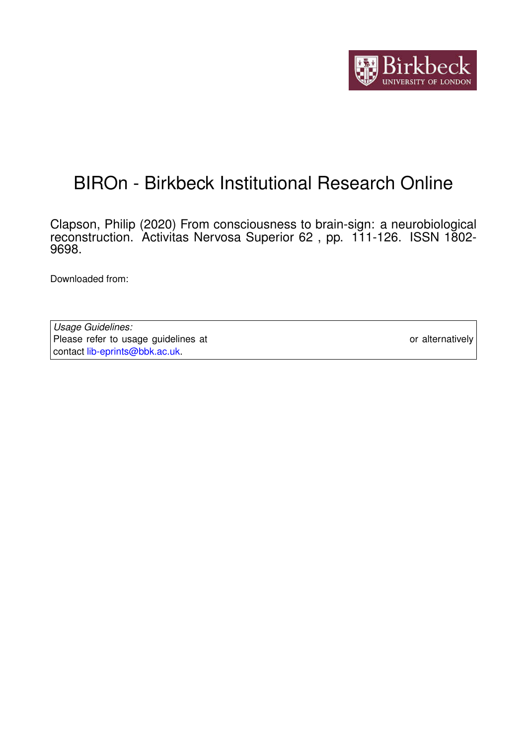# BIROn - Birkbeck Institutional Research Online

Clapson, Philip (2020) From consciousness to brain-sign: a neurobiological reconstruction. Activitas Nervosa Superior 62 , pp. 111-126. ISSN 1802-9698.

Downloaded from:

*Usage Guidelines:*
Please refer to usage guidelines at or alternatively contact lib-eprints@bbk.ac.uk.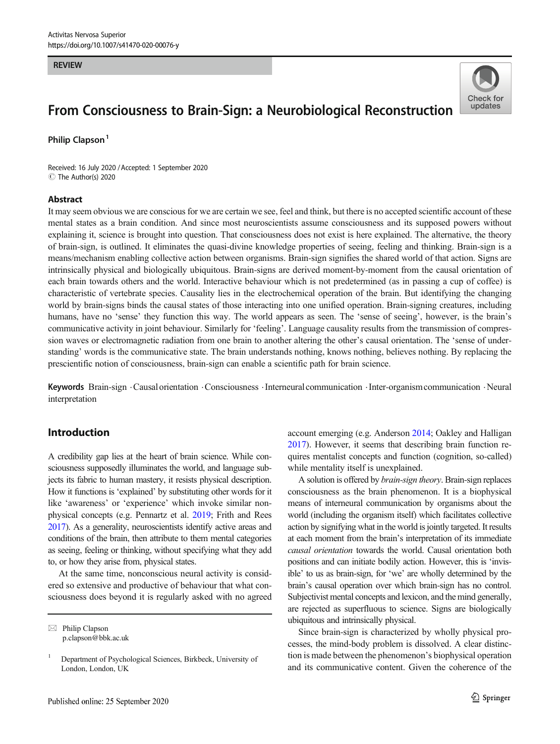# From Consciousness to Brain-Sign: a Neurobiological Reconstruction

Philip Clapson [1]

Received: 16 July 2020 / Accepted: 1 September 2020
© The Author(s) 2020

## Abstract

It may seem obvious we are conscious for we are certain we see, feel and think, but there is no accepted scientific account of these mental states as a brain condition. And since most neuroscientists assume consciousness and its supposed powers without explaining it, science is brought into question. That consciousness does not exist is here explained. The alternative, the theory of brain-sign, is outlined. It eliminates the quasi-divine knowledge properties of seeing, feeling and thinking. Brain-sign is a means/mechanism enabling collective action between organisms. Brain-sign signifies the shared world of that action. Signs are intrinsically physical and biologically ubiquitous. Brain-signs are derived moment-by-moment from the causal orientation of each brain towards others and the world. Interactive behaviour which is not predetermined (as in passing a cup of coffee) is characteristic of vertebrate species. Causality lies in the electrochemical operation of the brain. But identifying the changing world by brain-signs binds the causal states of those interacting into one unified operation. Brain-signing creatures, including humans, have no 'sense' they function this way. The world appears as seen. The 'sense of seeing', however, is the brain's communicative activity in joint behaviour. Similarly for 'feeling'. Language causality results from the transmission of compression waves or electromagnetic radiation from one brain to another altering the other's causal orientation. The 'sense of understanding' words is the communicative state. The brain understands nothing, knows nothing, believes nothing. By replacing the prescientific notion of consciousness, brain-sign can enable a scientific path for brain science.

**Keywords** Brain-sign · Causal orientation · Consciousness · Interneural communication · Inter-organism communication · Neural interpretation

## Introduction

A credibility gap lies at the heart of brain science. While consciousness supposedly illuminates the world, and language subjects its fabric to human mastery, it resists physical description. How it functions is 'explained' by substituting other words for it like 'awareness' or 'experience' which invoke similar non-physical concepts (e.g. Pennartz et al. 2019; Frith and Rees 2017). As a generality, neuroscientists identify active areas and conditions of the brain, then attribute to them mental categories as seeing, feeling or thinking, without specifying what they add to, or how they arise from, physical states.

At the same time, nonconscious neural activity is considered so extensive and productive of behaviour that what consciousness does beyond it is regularly asked with no agreed account emerging (e.g. Anderson 2014; Oakley and Halligan 2017). However, it seems that describing brain function requires mentalist concepts and function (cognition, so-called) while mentality itself is unexplained.

A solution is offered by *brain-sign theory*. Brain-sign replaces consciousness as the brain phenomenon. It is a biophysical means of interneural communication by organisms about the world (including the organism itself) which facilitates collective action by signifying what in the world is jointly targeted. It results at each moment from the brain's interpretation of its immediate *causal orientation* towards the world. Causal orientation both positions and can initiate bodily action. However, this is 'invisible' to us as brain-sign, for 'we' are wholly determined by the brain's causal operation over which brain-sign has no control. Subjectivist mental concepts and lexicon, and the mind generally, are rejected as superfluous to science. Signs are biologically ubiquitous and intrinsically physical.

Since brain-sign is characterized by wholly physical processes, the mind-body problem is dissolved. A clear distinction is made between the phenomenon's biophysical operation and its communicative content. Given the coherence of the

---

✉ Philip Clapson
p.clapson@bbk.ac.uk

[1] Department of Psychological Sciences, Birkbeck, University of London, London, UK

Published online: 25 September 2020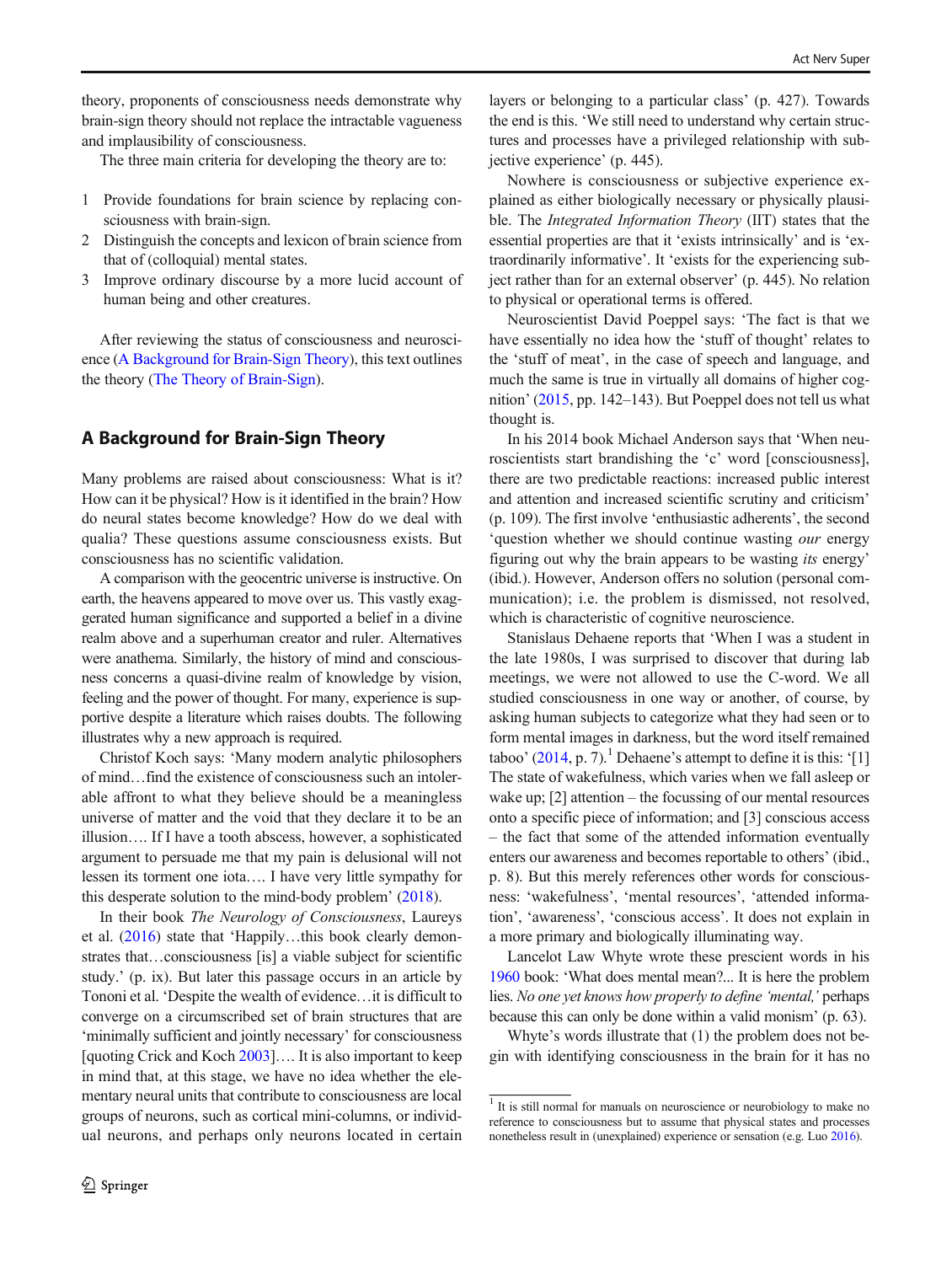theory, proponents of consciousness needs demonstrate why brain-sign theory should not replace the intractable vagueness and implausibility of consciousness.

The three main criteria for developing the theory are to:

1. Provide foundations for brain science by replacing consciousness with brain-sign.
2. Distinguish the concepts and lexicon of brain science from that of (colloquial) mental states.
3. Improve ordinary discourse by a more lucid account of human being and other creatures.

After reviewing the status of consciousness and neuroscience (A Background for Brain-Sign Theory), this text outlines the theory (The Theory of Brain-Sign).

## A Background for Brain-Sign Theory

Many problems are raised about consciousness: What is it? How can it be physical? How is it identified in the brain? How do neural states become knowledge? How do we deal with qualia? These questions assume consciousness exists. But consciousness has no scientific validation.

A comparison with the geocentric universe is instructive. On earth, the heavens appeared to move over us. This vastly exaggerated human significance and supported a belief in a divine realm above and a superhuman creator and ruler. Alternatives were anathema. Similarly, the history of mind and consciousness concerns a quasi-divine realm of knowledge by vision, feeling and the power of thought. For many, experience is supportive despite a literature which raises doubts. The following illustrates why a new approach is required.

Christof Koch says: 'Many modern analytic philosophers of mind…find the existence of consciousness such an intolerable affront to what they believe should be a meaningless universe of matter and the void that they declare it to be an illusion…. If I have a tooth abscess, however, a sophisticated argument to persuade me that my pain is delusional will not lessen its torment one iota…. I have very little sympathy for this desperate solution to the mind-body problem' (2018).

In their book *The Neurology of Consciousness*, Laureys et al. (2016) state that 'Happily…this book clearly demonstrates that…consciousness [is] a viable subject for scientific study.' (p. ix). But later this passage occurs in an article by Tononi et al. 'Despite the wealth of evidence…it is difficult to converge on a circumscribed set of brain structures that are 'minimally sufficient and jointly necessary' for consciousness [quoting Crick and Koch 2003]…. It is also important to keep in mind that, at this stage, we have no idea whether the elementary neural units that contribute to consciousness are local groups of neurons, such as cortical mini-columns, or individual neurons, and perhaps only neurons located in certain layers or belonging to a particular class' (p. 427). Towards the end is this. 'We still need to understand why certain structures and processes have a privileged relationship with subjective experience' (p. 445).

Nowhere is consciousness or subjective experience explained as either biologically necessary or physically plausible. The *Integrated Information Theory* (IIT) states that the essential properties are that it 'exists intrinsically' and is 'extraordinarily informative'. It 'exists for the experiencing subject rather than for an external observer' (p. 445). No relation to physical or operational terms is offered.

Neuroscientist David Poeppel says: 'The fact is that we have essentially no idea how the 'stuff of thought' relates to the 'stuff of meat', in the case of speech and language, and much the same is true in virtually all domains of higher cognition' (2015, pp. 142–143). But Poeppel does not tell us what thought is.

In his 2014 book Michael Anderson says that 'When neuroscientists start brandishing the 'c' word [consciousness], there are two predictable reactions: increased public interest and attention and increased scientific scrutiny and criticism' (p. 109). The first involve 'enthusiastic adherents', the second 'question whether we should continue wasting *our* energy figuring out why the brain appears to be wasting *its* energy' (ibid.). However, Anderson offers no solution (personal communication); i.e. the problem is dismissed, not resolved, which is characteristic of cognitive neuroscience.

Stanislaus Dehaene reports that 'When I was a student in the late 1980s, I was surprised to discover that during lab meetings, we were not allowed to use the C-word. We all studied consciousness in one way or another, of course, by asking human subjects to categorize what they had seen or to form mental images in darkness, but the word itself remained taboo' (2014, p. 7).[1] Dehaene's attempt to define it is this: '[1] The state of wakefulness, which varies when we fall asleep or wake up; [2] attention – the focussing of our mental resources onto a specific piece of information; and [3] conscious access – the fact that some of the attended information eventually enters our awareness and becomes reportable to others' (ibid., p. 8). But this merely references other words for consciousness: 'wakefulness', 'mental resources', 'attended information', 'awareness', 'conscious access'. It does not explain in a more primary and biologically illuminating way.

Lancelot Law Whyte wrote these prescient words in his 1960 book: 'What does mental mean?... It is here the problem lies. *No one yet knows how properly to define 'mental,'* perhaps because this can only be done within a valid monism' (p. 63).

Whyte's words illustrate that (1) the problem does not begin with identifying consciousness in the brain for it has no

[1] It is still normal for manuals on neuroscience or neurobiology to make no reference to consciousness but to assume that physical states and processes nonetheless result in (unexplained) experience or sensation (e.g. Luo 2016).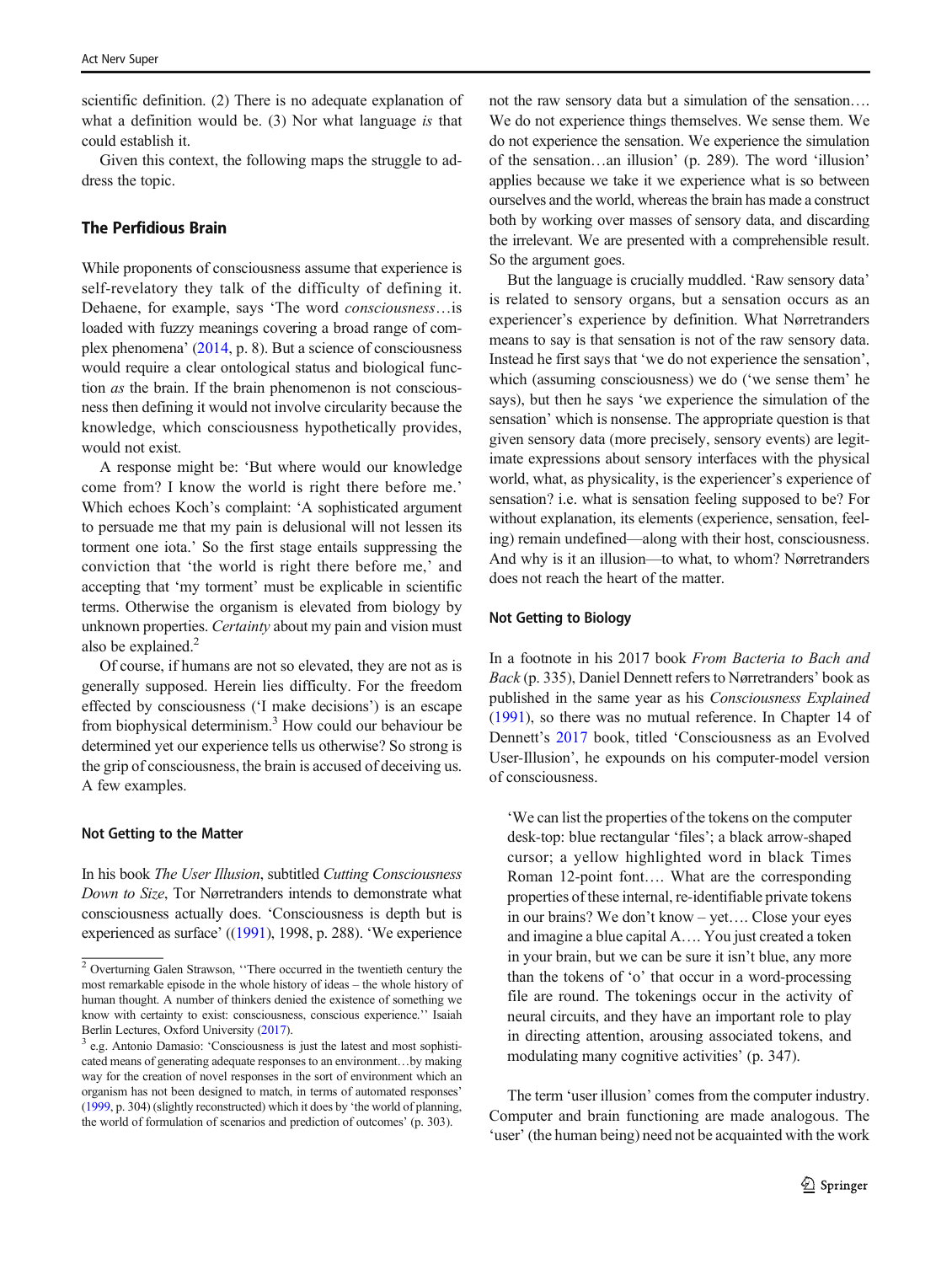scientific definition. (2) There is no adequate explanation of what a definition would be. (3) Nor what language *is* that could establish it.

Given this context, the following maps the struggle to address the topic.

## The Perfidious Brain

While proponents of consciousness assume that experience is self-revelatory they talk of the difficulty of defining it. Dehaene, for example, says 'The word *consciousness*…is loaded with fuzzy meanings covering a broad range of complex phenomena' (2014, p. 8). But a science of consciousness would require a clear ontological status and biological function *as* the brain. If the brain phenomenon is not consciousness then defining it would not involve circularity because the knowledge, which consciousness hypothetically provides, would not exist.

A response might be: 'But where would our knowledge come from? I know the world is right there before me.' Which echoes Koch's complaint: 'A sophisticated argument to persuade me that my pain is delusional will not lessen its torment one iota.' So the first stage entails suppressing the conviction that 'the world is right there before me,' and accepting that 'my torment' must be explicable in scientific terms. Otherwise the organism is elevated from biology by unknown properties. *Certainty* about my pain and vision must also be explained.[2]

Of course, if humans are not so elevated, they are not as is generally supposed. Herein lies difficulty. For the freedom effected by consciousness ('I make decisions') is an escape from biophysical determinism.[3] How could our behaviour be determined yet our experience tells us otherwise? So strong is the grip of consciousness, the brain is accused of deceiving us. A few examples.

### Not Getting to the Matter

In his book *The User Illusion*, subtitled *Cutting Consciousness Down to Size*, Tor Nørretranders intends to demonstrate what consciousness actually does. 'Consciousness is depth but is experienced as surface' ((1991), 1998, p. 288). 'We experience not the raw sensory data but a simulation of the sensation…. We do not experience things themselves. We sense them. We do not experience the sensation. We experience the simulation of the sensation…an illusion' (p. 289). The word 'illusion' applies because we take it we experience what is so between ourselves and the world, whereas the brain has made a construct both by working over masses of sensory data, and discarding the irrelevant. We are presented with a comprehensible result. So the argument goes.

But the language is crucially muddled. 'Raw sensory data' is related to sensory organs, but a sensation occurs as an experiencer's experience by definition. What Nørretranders means to say is that sensation is not of the raw sensory data. Instead he first says that 'we do not experience the sensation', which (assuming consciousness) we do ('we sense them' he says), but then he says 'we experience the simulation of the sensation' which is nonsense. The appropriate question is that given sensory data (more precisely, sensory events) are legitimate expressions about sensory interfaces with the physical world, what, as physicality, is the experiencer's experience of sensation? i.e. what is sensation feeling supposed to be? For without explanation, its elements (experience, sensation, feeling) remain undefined—along with their host, consciousness. And why is it an illusion—to what, to whom? Nørretranders does not reach the heart of the matter.

### Not Getting to Biology

In a footnote in his 2017 book *From Bacteria to Bach and Back* (p. 335), Daniel Dennett refers to Nørretranders' book as published in the same year as his *Consciousness Explained* (1991), so there was no mutual reference. In Chapter 14 of Dennett's 2017 book, titled 'Consciousness as an Evolved User-Illusion', he expounds on his computer-model version of consciousness.

> 'We can list the properties of the tokens on the computer desk-top: blue rectangular 'files'; a black arrow-shaped cursor; a yellow highlighted word in black Times Roman 12-point font…. What are the corresponding properties of these internal, re-identifiable private tokens in our brains? We don't know – yet…. Close your eyes and imagine a blue capital A…. You just created a token in your brain, but we can be sure it isn't blue, any more than the tokens of 'o' that occur in a word-processing file are round. The tokenings occur in the activity of neural circuits, and they have an important role to play in directing attention, arousing associated tokens, and modulating many cognitive activities' (p. 347).

The term 'user illusion' comes from the computer industry. Computer and brain functioning are made analogous. The 'user' (the human being) need not be acquainted with the work

---

[2] Overturning Galen Strawson, ''There occurred in the twentieth century the most remarkable episode in the whole history of ideas – the whole history of human thought. A number of thinkers denied the existence of something we know with certainty to exist: consciousness, conscious experience.'' Isaiah Berlin Lectures, Oxford University (2017).

[3] e.g. Antonio Damasio: 'Consciousness is just the latest and most sophisticated means of generating adequate responses to an environment…by making way for the creation of novel responses in the sort of environment which an organism has not been designed to match, in terms of automated responses' (1999, p. 304) (slightly reconstructed) which it does by 'the world of planning, the world of formulation of scenarios and prediction of outcomes' (p. 303).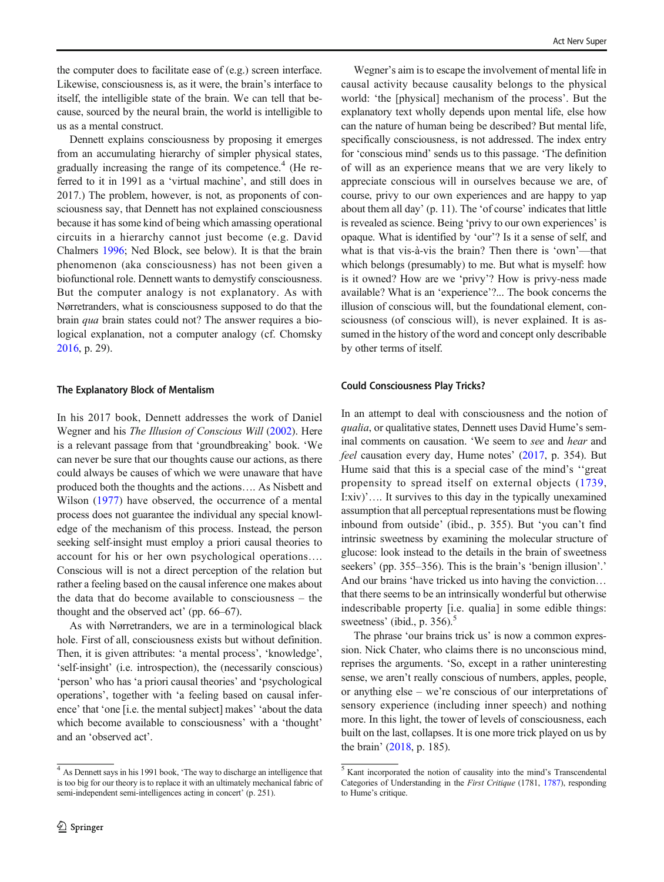the computer does to facilitate ease of (e.g.) screen interface. Likewise, consciousness is, as it were, the brain's interface to itself, the intelligible state of the brain. We can tell that because, sourced by the neural brain, the world is intelligible to us as a mental construct.

Dennett explains consciousness by proposing it emerges from an accumulating hierarchy of simpler physical states, gradually increasing the range of its competence.[4] (He referred to it in 1991 as a 'virtual machine', and still does in 2017.) The problem, however, is not, as proponents of consciousness say, that Dennett has not explained consciousness because it has some kind of being which amassing operational circuits in a hierarchy cannot just become (e.g. David Chalmers 1996; Ned Block, see below). It is that the brain phenomenon (aka consciousness) has not been given a biofunctional role. Dennett wants to demystify consciousness. But the computer analogy is not explanatory. As with Nørretranders, what is consciousness supposed to do that the brain *qua* brain states could not? The answer requires a biological explanation, not a computer analogy (cf. Chomsky 2016, p. 29).

### The Explanatory Block of Mentalism

In his 2017 book, Dennett addresses the work of Daniel Wegner and his *The Illusion of Conscious Will* (2002). Here is a relevant passage from that 'groundbreaking' book. 'We can never be sure that our thoughts cause our actions, as there could always be causes of which we were unaware that have produced both the thoughts and the actions…. As Nisbett and Wilson (1977) have observed, the occurrence of a mental process does not guarantee the individual any special knowledge of the mechanism of this process. Instead, the person seeking self-insight must employ a priori causal theories to account for his or her own psychological operations…. Conscious will is not a direct perception of the relation but rather a feeling based on the causal inference one makes about the data that do become available to consciousness – the thought and the observed act' (pp. 66–67).

As with Nørretranders, we are in a terminological black hole. First of all, consciousness exists but without definition. Then, it is given attributes: 'a mental process', 'knowledge', 'self-insight' (i.e. introspection), the (necessarily conscious) 'person' who has 'a priori causal theories' and 'psychological operations', together with 'a feeling based on causal inference' that 'one [i.e. the mental subject] makes' 'about the data which become available to consciousness' with a 'thought' and an 'observed act'.

Wegner's aim is to escape the involvement of mental life in causal activity because causality belongs to the physical world: 'the [physical] mechanism of the process'. But the explanatory text wholly depends upon mental life, else how can the nature of human being be described? But mental life, specifically consciousness, is not addressed. The index entry for 'conscious mind' sends us to this passage. 'The definition of will as an experience means that we are very likely to appreciate conscious will in ourselves because we are, of course, privy to our own experiences and are happy to yap about them all day' (p. 11). The 'of course' indicates that little is revealed as science. Being 'privy to our own experiences' is opaque. What is identified by 'our'? Is it a sense of self, and what is that vis-à-vis the brain? Then there is 'own'—that which belongs (presumably) to me. But what is myself: how is it owned? How are we 'privy'? How is privy-ness made available? What is an 'experience'?... The book concerns the illusion of conscious will, but the foundational element, consciousness (of conscious will), is never explained. It is assumed in the history of the word and concept only describable by other terms of itself.

### Could Consciousness Play Tricks?

In an attempt to deal with consciousness and the notion of *qualia*, or qualitative states, Dennett uses David Hume's seminal comments on causation. 'We seem to *see* and *hear* and *feel* causation every day, Hume notes' (2017, p. 354). But Hume said that this is a special case of the mind's ''great propensity to spread itself on external objects (1739, I:xiv)'…. It survives to this day in the typically unexamined assumption that all perceptual representations must be flowing inbound from outside' (ibid., p. 355). But 'you can't find intrinsic sweetness by examining the molecular structure of glucose: look instead to the details in the brain of sweetness seekers' (pp. 355–356). This is the brain's 'benign illusion'.' And our brains 'have tricked us into having the conviction… that there seems to be an intrinsically wonderful but otherwise indescribable property [i.e. qualia] in some edible things: sweetness' (ibid., p. 356).[5]

The phrase 'our brains trick us' is now a common expression. Nick Chater, who claims there is no unconscious mind, reprises the arguments. 'So, except in a rather uninteresting sense, we aren't really conscious of numbers, apples, people, or anything else – we're conscious of our interpretations of sensory experience (including inner speech) and nothing more. In this light, the tower of levels of consciousness, each built on the last, collapses. It is one more trick played on us by the brain' (2018, p. 185).

---

[4] As Dennett says in his 1991 book, 'The way to discharge an intelligence that is too big for our theory is to replace it with an ultimately mechanical fabric of semi-independent semi-intelligences acting in concert' (p. 251).

[5] Kant incorporated the notion of causality into the mind's Transcendental Categories of Understanding in the *First Critique* (1781, 1787), responding to Hume's critique.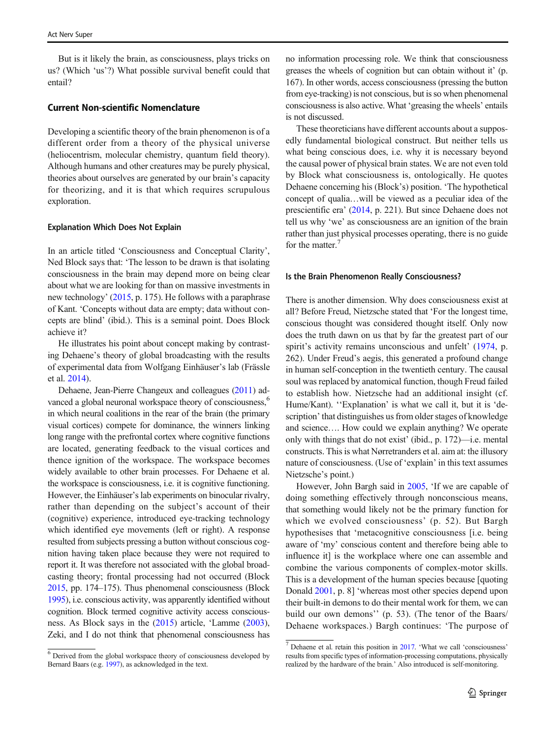But is it likely the brain, as consciousness, plays tricks on us? (Which 'us'?) What possible survival benefit could that entail?

## Current Non-scientific Nomenclature

Developing a scientific theory of the brain phenomenon is of a different order from a theory of the physical universe (heliocentrism, molecular chemistry, quantum field theory). Although humans and other creatures may be purely physical, theories about ourselves are generated by our brain's capacity for theorizing, and it is that which requires scrupulous exploration.

### Explanation Which Does Not Explain

In an article titled 'Consciousness and Conceptual Clarity', Ned Block says that: 'The lesson to be drawn is that isolating consciousness in the brain may depend more on being clear about what we are looking for than on massive investments in new technology' (2015, p. 175). He follows with a paraphrase of Kant. 'Concepts without data are empty; data without concepts are blind' (ibid.). This is a seminal point. Does Block achieve it?

He illustrates his point about concept making by contrasting Dehaene's theory of global broadcasting with the results of experimental data from Wolfgang Einhäuser's lab (Frässle et al. 2014).

Dehaene, Jean-Pierre Changeux and colleagues (2011) advanced a global neuronal workspace theory of consciousness,[6] in which neural coalitions in the rear of the brain (the primary visual cortices) compete for dominance, the winners linking long range with the prefrontal cortex where cognitive functions are located, generating feedback to the visual cortices and thence ignition of the workspace. The workspace becomes widely available to other brain processes. For Dehaene et al. the workspace is consciousness, i.e. it is cognitive functioning. However, the Einhäuser's lab experiments on binocular rivalry, rather than depending on the subject's account of their (cognitive) experience, introduced eye-tracking technology which identified eye movements (left or right). A response resulted from subjects pressing a button without conscious cognition having taken place because they were not required to report it. It was therefore not associated with the global broadcasting theory; frontal processing had not occurred (Block 2015, pp. 174–175). Thus phenomenal consciousness (Block 1995), i.e. conscious activity, was apparently identified without cognition. Block termed cognitive activity access consciousness. As Block says in the (2015) article, 'Lamme (2003), Zeki, and I do not think that phenomenal consciousness has no information processing role. We think that consciousness greases the wheels of cognition but can obtain without it' (p. 167). In other words, access consciousness (pressing the button from eye-tracking) is not conscious, but is so when phenomenal consciousness is also active. What 'greasing the wheels' entails is not discussed.

These theoreticians have different accounts about a supposedly fundamental biological construct. But neither tells us what being conscious does, i.e. why it is necessary beyond the causal power of physical brain states. We are not even told by Block what consciousness is, ontologically. He quotes Dehaene concerning his (Block's) position. 'The hypothetical concept of qualia…will be viewed as a peculiar idea of the prescientific era' (2014, p. 221). But since Dehaene does not tell us why 'we' as consciousness are an ignition of the brain rather than just physical processes operating, there is no guide for the matter.[7]

### Is the Brain Phenomenon Really Consciousness?

There is another dimension. Why does consciousness exist at all? Before Freud, Nietzsche stated that 'For the longest time, conscious thought was considered thought itself. Only now does the truth dawn on us that by far the greatest part of our spirit's activity remains unconscious and unfelt' (1974, p. 262). Under Freud's aegis, this generated a profound change in human self-conception in the twentieth century. The causal soul was replaced by anatomical function, though Freud failed to establish how. Nietzsche had an additional insight (cf. Hume/Kant). ''Explanation' is what we call it, but it is 'description' that distinguishes us from older stages of knowledge and science…. How could we explain anything? We operate only with things that do not exist' (ibid., p. 172)—i.e. mental constructs. This is what Nørretranders et al. aim at: the illusory nature of consciousness. (Use of 'explain' in this text assumes Nietzsche's point.)

However, John Bargh said in 2005, 'If we are capable of doing something effectively through nonconscious means, that something would likely not be the primary function for which we evolved consciousness' (p. 52). But Bargh hypothesises that 'metacognitive consciousness [i.e. being aware of 'my' conscious content and therefore being able to influence it] is the workplace where one can assemble and combine the various components of complex-motor skills. This is a development of the human species because [quoting Donald 2001, p. 8] 'whereas most other species depend upon their built-in demons to do their mental work for them, we can build our own demons'' (p. 53). (The tenor of the Baars/Dehaene workspaces.) Bargh continues: 'The purpose of

---

[6] Derived from the global workspace theory of consciousness developed by Bernard Baars (e.g. 1997), as acknowledged in the text.

[7] Dehaene et al. retain this position in 2017. 'What we call 'consciousness' results from specific types of information-processing computations, physically realized by the hardware of the brain.' Also introduced is self-monitoring.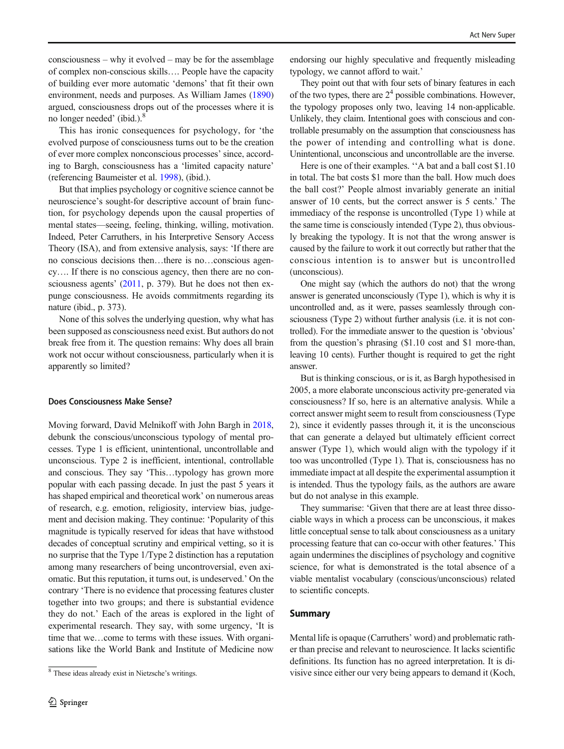consciousness – why it evolved – may be for the assemblage of complex non-conscious skills…. People have the capacity of building ever more automatic 'demons' that fit their own environment, needs and purposes. As William James (1890) argued, consciousness drops out of the processes where it is no longer needed' (ibid.).[8]

This has ironic consequences for psychology, for 'the evolved purpose of consciousness turns out to be the creation of ever more complex nonconscious processes' since, according to Bargh, consciousness has a 'limited capacity nature' (referencing Baumeister et al. 1998), (ibid.).

But that implies psychology or cognitive science cannot be neuroscience's sought-for descriptive account of brain function, for psychology depends upon the causal properties of mental states—seeing, feeling, thinking, willing, motivation. Indeed, Peter Carruthers, in his Interpretive Sensory Access Theory (ISA), and from extensive analysis, says: 'If there are no conscious decisions then…there is no…conscious agency…. If there is no conscious agency, then there are no consciousness agents' (2011, p. 379). But he does not then expunge consciousness. He avoids commitments regarding its nature (ibid., p. 373).

None of this solves the underlying question, why what has been supposed as consciousness need exist. But authors do not break free from it. The question remains: Why does all brain work not occur without consciousness, particularly when it is apparently so limited?

#### Does Consciousness Make Sense?

Moving forward, David Melnikoff with John Bargh in 2018, debunk the conscious/unconscious typology of mental processes. Type 1 is efficient, unintentional, uncontrollable and unconscious. Type 2 is inefficient, intentional, controllable and conscious. They say 'This…typology has grown more popular with each passing decade. In just the past 5 years it has shaped empirical and theoretical work' on numerous areas of research, e.g. emotion, religiosity, interview bias, judgement and decision making. They continue: 'Popularity of this magnitude is typically reserved for ideas that have withstood decades of conceptual scrutiny and empirical vetting, so it is no surprise that the Type 1/Type 2 distinction has a reputation among many researchers of being uncontroversial, even axiomatic. But this reputation, it turns out, is undeserved.' On the contrary 'There is no evidence that processing features cluster together into two groups; and there is substantial evidence they do not.' Each of the areas is explored in the light of experimental research. They say, with some urgency, 'It is time that we…come to terms with these issues. With organisations like the World Bank and Institute of Medicine now endorsing our highly speculative and frequently misleading typology, we cannot afford to wait.'

They point out that with four sets of binary features in each of the two types, there are $2^4$ possible combinations. However, the typology proposes only two, leaving 14 non-applicable. Unlikely, they claim. Intentional goes with conscious and controllable presumably on the assumption that consciousness has the power of intending and controlling what is done. Unintentional, unconscious and uncontrollable are the inverse.

Here is one of their examples. ''A bat and a ball cost $1.10 in total. The bat costs $1 more than the ball. How much does the ball cost?' People almost invariably generate an initial answer of 10 cents, but the correct answer is 5 cents.' The immediacy of the response is uncontrolled (Type 1) while at the same time is consciously intended (Type 2), thus obviously breaking the typology. It is not that the wrong answer is caused by the failure to work it out correctly but rather that the conscious intention is to answer but is uncontrolled (unconscious).

One might say (which the authors do not) that the wrong answer is generated unconsciously (Type 1), which is why it is uncontrolled and, as it were, passes seamlessly through consciousness (Type 2) without further analysis (i.e. it is not controlled). For the immediate answer to the question is 'obvious' from the question's phrasing ($1.10 cost and $1 more-than, leaving 10 cents). Further thought is required to get the right answer.

But is thinking conscious, or is it, as Bargh hypothesised in 2005, a more elaborate unconscious activity pre-generated via consciousness? If so, here is an alternative analysis. While a correct answer might seem to result from consciousness (Type 2), since it evidently passes through it, it is the unconscious that can generate a delayed but ultimately efficient correct answer (Type 1), which would align with the typology if it too was uncontrolled (Type 1). That is, consciousness has no immediate impact at all despite the experimental assumption it is intended. Thus the typology fails, as the authors are aware but do not analyse in this example.

They summarise: 'Given that there are at least three dissociable ways in which a process can be unconscious, it makes little conceptual sense to talk about consciousness as a unitary processing feature that can co-occur with other features.' This again undermines the disciplines of psychology and cognitive science, for what is demonstrated is the total absence of a viable mentalist vocabulary (conscious/unconscious) related to scientific concepts.

### Summary

Mental life is opaque (Carruthers' word) and problematic rather than precise and relevant to neuroscience. It lacks scientific definitions. Its function has no agreed interpretation. It is divisive since either our very being appears to demand it (Koch,

[8] These ideas already exist in Nietzsche's writings.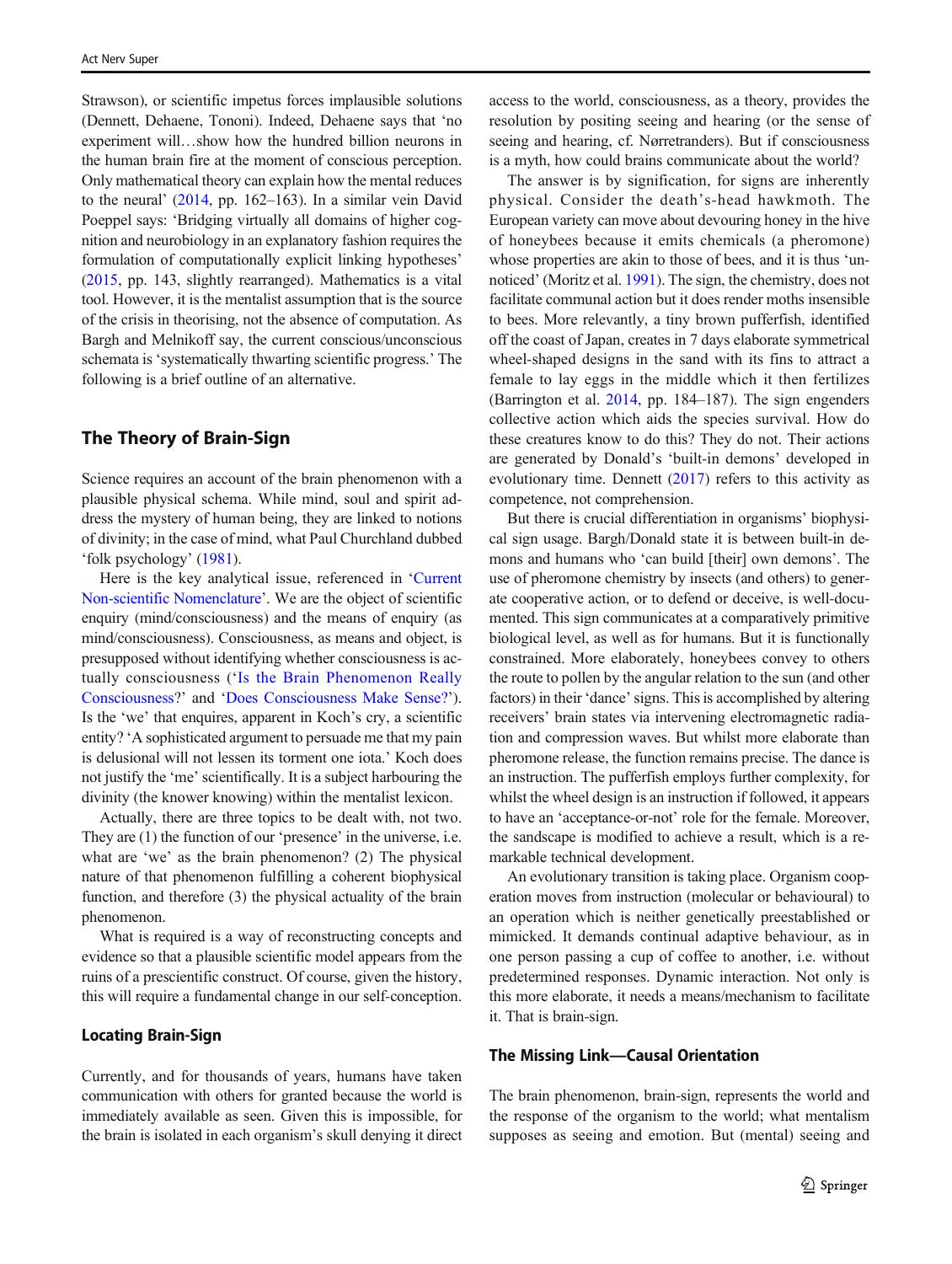Strawson), or scientific impetus forces implausible solutions (Dennett, Dehaene, Tononi). Indeed, Dehaene says that 'no experiment will…show how the hundred billion neurons in the human brain fire at the moment of conscious perception. Only mathematical theory can explain how the mental reduces to the neural' (2014, pp. 162–163). In a similar vein David Poeppel says: 'Bridging virtually all domains of higher cognition and neurobiology in an explanatory fashion requires the formulation of computationally explicit linking hypotheses' (2015, pp. 143, slightly rearranged). Mathematics is a vital tool. However, it is the mentalist assumption that is the source of the crisis in theorising, not the absence of computation. As Bargh and Melnikoff say, the current conscious/unconscious schemata is 'systematically thwarting scientific progress.' The following is a brief outline of an alternative.

## The Theory of Brain-Sign

Science requires an account of the brain phenomenon with a plausible physical schema. While mind, soul and spirit address the mystery of human being, they are linked to notions of divinity; in the case of mind, what Paul Churchland dubbed 'folk psychology' (1981).

Here is the key analytical issue, referenced in 'Current Non-scientific Nomenclature'. We are the object of scientific enquiry (mind/consciousness) and the means of enquiry (as mind/consciousness). Consciousness, as means and object, is presupposed without identifying whether consciousness is actually consciousness ('Is the Brain Phenomenon Really Consciousness?' and 'Does Consciousness Make Sense?'). Is the 'we' that enquires, apparent in Koch's cry, a scientific entity? 'A sophisticated argument to persuade me that my pain is delusional will not lessen its torment one iota.' Koch does not justify the 'me' scientifically. It is a subject harbouring the divinity (the knower knowing) within the mentalist lexicon.

Actually, there are three topics to be dealt with, not two. They are (1) the function of our 'presence' in the universe, i.e. what are 'we' as the brain phenomenon? (2) The physical nature of that phenomenon fulfilling a coherent biophysical function, and therefore (3) the physical actuality of the brain phenomenon.

What is required is a way of reconstructing concepts and evidence so that a plausible scientific model appears from the ruins of a prescientific construct. Of course, given the history, this will require a fundamental change in our self-conception.

### Locating Brain-Sign

Currently, and for thousands of years, humans have taken communication with others for granted because the world is immediately available as seen. Given this is impossible, for the brain is isolated in each organism's skull denying it direct access to the world, consciousness, as a theory, provides the resolution by positing seeing and hearing (or the sense of seeing and hearing, cf. Nørretranders). But if consciousness is a myth, how could brains communicate about the world?

The answer is by signification, for signs are inherently physical. Consider the death's-head hawkmoth. The European variety can move about devouring honey in the hive of honeybees because it emits chemicals (a pheromone) whose properties are akin to those of bees, and it is thus 'unnoticed' (Moritz et al. 1991). The sign, the chemistry, does not facilitate communal action but it does render moths insensible to bees. More relevantly, a tiny brown pufferfish, identified off the coast of Japan, creates in 7 days elaborate symmetrical wheel-shaped designs in the sand with its fins to attract a female to lay eggs in the middle which it then fertilizes (Barrington et al. 2014, pp. 184–187). The sign engenders collective action which aids the species survival. How do these creatures know to do this? They do not. Their actions are generated by Donald's 'built-in demons' developed in evolutionary time. Dennett (2017) refers to this activity as competence, not comprehension.

But there is crucial differentiation in organisms' biophysical sign usage. Bargh/Donald state it is between built-in demons and humans who 'can build [their] own demons'. The use of pheromone chemistry by insects (and others) to generate cooperative action, or to defend or deceive, is well-documented. This sign communicates at a comparatively primitive biological level, as well as for humans. But it is functionally constrained. More elaborately, honeybees convey to others the route to pollen by the angular relation to the sun (and other factors) in their 'dance' signs. This is accomplished by altering receivers' brain states via intervening electromagnetic radiation and compression waves. But whilst more elaborate than pheromone release, the function remains precise. The dance is an instruction. The pufferfish employs further complexity, for whilst the wheel design is an instruction if followed, it appears to have an 'acceptance-or-not' role for the female. Moreover, the sandscape is modified to achieve a result, which is a remarkable technical development.

An evolutionary transition is taking place. Organism cooperation moves from instruction (molecular or behavioural) to an operation which is neither genetically preestablished or mimicked. It demands continual adaptive behaviour, as in one person passing a cup of coffee to another, i.e. without predetermined responses. Dynamic interaction. Not only is this more elaborate, it needs a means/mechanism to facilitate it. That is brain-sign.

### The Missing Link—Causal Orientation

The brain phenomenon, brain-sign, represents the world and the response of the organism to the world; what mentalism supposes as seeing and emotion. But (mental) seeing and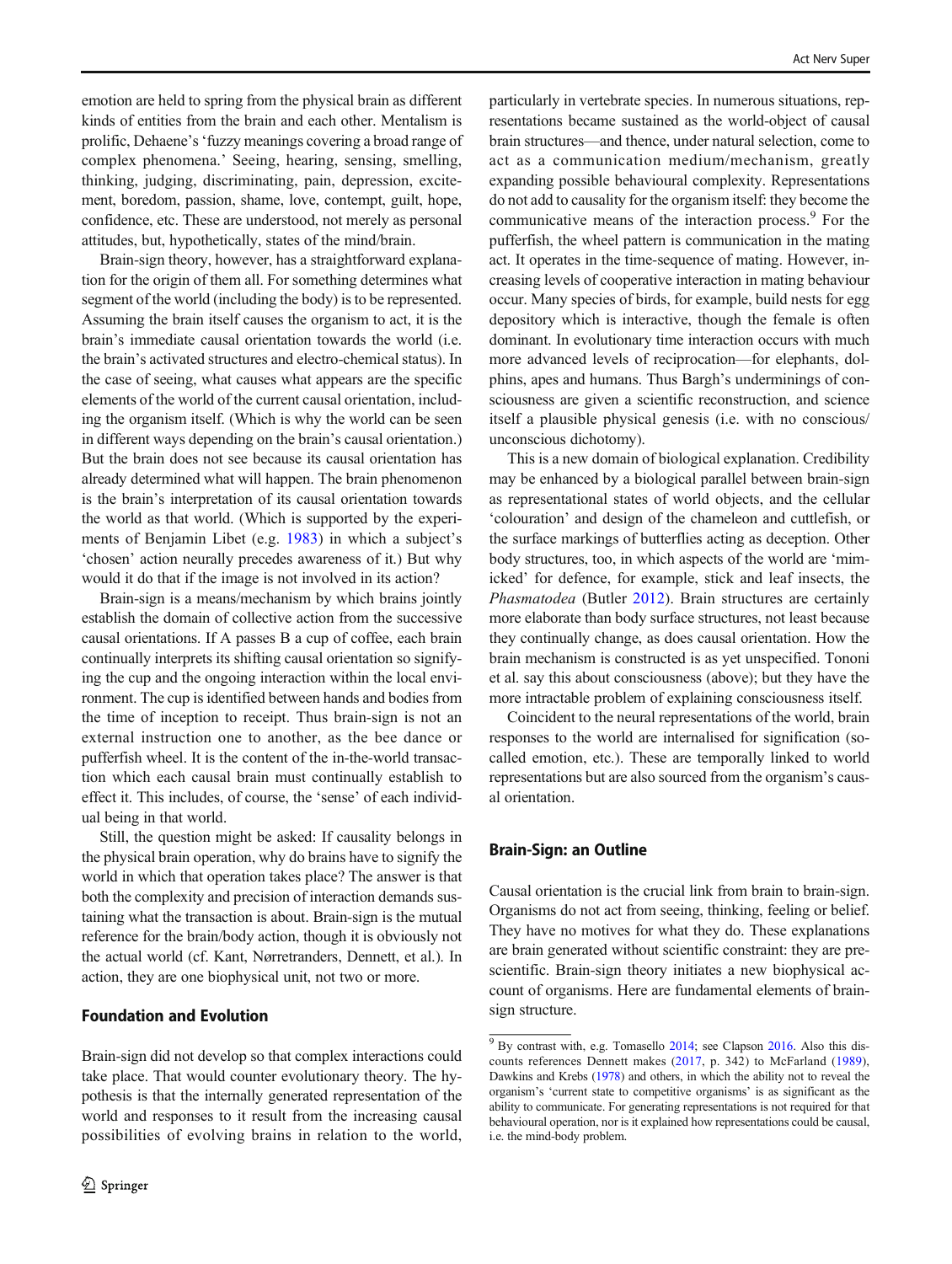emotion are held to spring from the physical brain as different kinds of entities from the brain and each other. Mentalism is prolific, Dehaene's 'fuzzy meanings covering a broad range of complex phenomena.' Seeing, hearing, sensing, smelling, thinking, judging, discriminating, pain, depression, excitement, boredom, passion, shame, love, contempt, guilt, hope, confidence, etc. These are understood, not merely as personal attitudes, but, hypothetically, states of the mind/brain.

Brain-sign theory, however, has a straightforward explanation for the origin of them all. For something determines what segment of the world (including the body) is to be represented. Assuming the brain itself causes the organism to act, it is the brain's immediate causal orientation towards the world (i.e. the brain's activated structures and electro-chemical status). In the case of seeing, what causes what appears are the specific elements of the world of the current causal orientation, including the organism itself. (Which is why the world can be seen in different ways depending on the brain's causal orientation.) But the brain does not see because its causal orientation has already determined what will happen. The brain phenomenon is the brain's interpretation of its causal orientation towards the world as that world. (Which is supported by the experiments of Benjamin Libet (e.g. 1983) in which a subject's 'chosen' action neurally precedes awareness of it.) But why would it do that if the image is not involved in its action?

Brain-sign is a means/mechanism by which brains jointly establish the domain of collective action from the successive causal orientations. If A passes B a cup of coffee, each brain continually interprets its shifting causal orientation so signifying the cup and the ongoing interaction within the local environment. The cup is identified between hands and bodies from the time of inception to receipt. Thus brain-sign is not an external instruction one to another, as the bee dance or pufferfish wheel. It is the content of the in-the-world transaction which each causal brain must continually establish to effect it. This includes, of course, the 'sense' of each individual being in that world.

Still, the question might be asked: If causality belongs in the physical brain operation, why do brains have to signify the world in which that operation takes place? The answer is that both the complexity and precision of interaction demands sustaining what the transaction is about. Brain-sign is the mutual reference for the brain/body action, though it is obviously not the actual world (cf. Kant, Nørretranders, Dennett, et al.). In action, they are one biophysical unit, not two or more.

## Foundation and Evolution

Brain-sign did not develop so that complex interactions could take place. That would counter evolutionary theory. The hypothesis is that the internally generated representation of the world and responses to it result from the increasing causal possibilities of evolving brains in relation to the world, particularly in vertebrate species. In numerous situations, representations became sustained as the world-object of causal brain structures—and thence, under natural selection, come to act as a communication medium/mechanism, greatly expanding possible behavioural complexity. Representations do not add to causality for the organism itself: they become the communicative means of the interaction process.[9] For the pufferfish, the wheel pattern is communication in the mating act. It operates in the time-sequence of mating. However, increasing levels of cooperative interaction in mating behaviour occur. Many species of birds, for example, build nests for egg depository which is interactive, though the female is often dominant. In evolutionary time interaction occurs with much more advanced levels of reciprocation—for elephants, dolphins, apes and humans. Thus Bargh's underminings of consciousness are given a scientific reconstruction, and science itself a plausible physical genesis (i.e. with no conscious/unconscious dichotomy).

This is a new domain of biological explanation. Credibility may be enhanced by a biological parallel between brain-sign as representational states of world objects, and the cellular 'colouration' and design of the chameleon and cuttlefish, or the surface markings of butterflies acting as deception. Other body structures, too, in which aspects of the world are 'mimicked' for defence, for example, stick and leaf insects, the *Phasmatodea* (Butler 2012). Brain structures are certainly more elaborate than body surface structures, not least because they continually change, as does causal orientation. How the brain mechanism is constructed is as yet unspecified. Tononi et al. say this about consciousness (above); but they have the more intractable problem of explaining consciousness itself.

Coincident to the neural representations of the world, brain responses to the world are internalised for signification (so-called emotion, etc.). These are temporally linked to world representations but are also sourced from the organism's causal orientation.

## Brain-Sign: an Outline

Causal orientation is the crucial link from brain to brain-sign. Organisms do not act from seeing, thinking, feeling or belief. They have no motives for what they do. These explanations are brain generated without scientific constraint: they are prescientific. Brain-sign theory initiates a new biophysical account of organisms. Here are fundamental elements of brain-sign structure.

---

[9] By contrast with, e.g. Tomasello 2014; see Clapson 2016. Also this discounts references Dennett makes (2017, p. 342) to McFarland (1989), Dawkins and Krebs (1978) and others, in which the ability not to reveal the organism's 'current state to competitive organisms' is as significant as the ability to communicate. For generating representations is not required for that behavioural operation, nor is it explained how representations could be causal, i.e. the mind-body problem.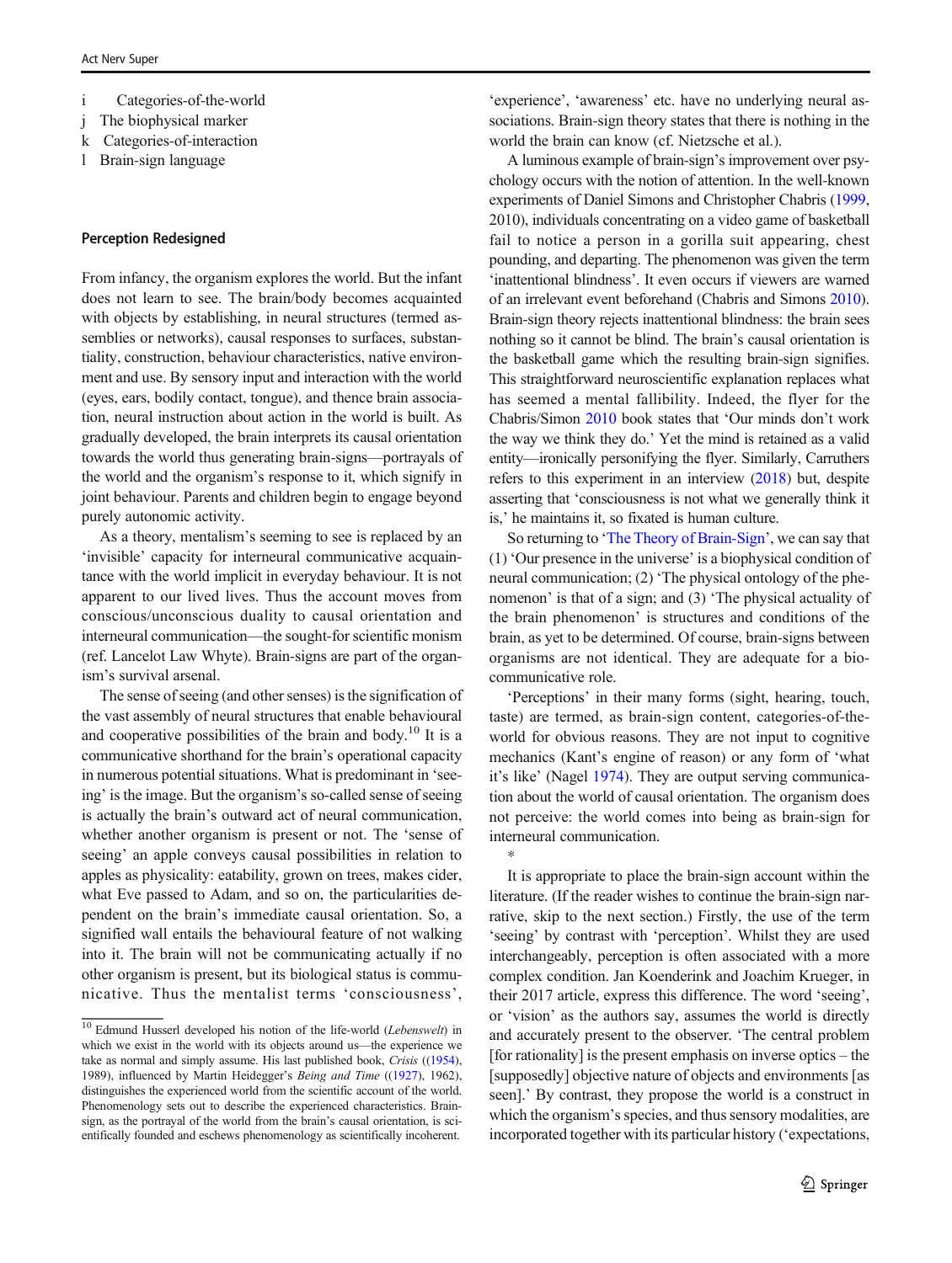i Categories-of-the-world
j The biophysical marker
k Categories-of-interaction
l Brain-sign language

## Perception Redesigned

From infancy, the organism explores the world. But the infant does not learn to see. The brain/body becomes acquainted with objects by establishing, in neural structures (termed assemblies or networks), causal responses to surfaces, substantiality, construction, behaviour characteristics, native environment and use. By sensory input and interaction with the world (eyes, ears, bodily contact, tongue), and thence brain association, neural instruction about action in the world is built. As gradually developed, the brain interprets its causal orientation towards the world thus generating brain-signs—portrayals of the world and the organism's response to it, which signify in joint behaviour. Parents and children begin to engage beyond purely autonomic activity.

As a theory, mentalism's seeming to see is replaced by an 'invisible' capacity for interneural communicative acquaintance with the world implicit in everyday behaviour. It is not apparent to our lived lives. Thus the account moves from conscious/unconscious duality to causal orientation and interneural communication—the sought-for scientific monism (ref. Lancelot Law Whyte). Brain-signs are part of the organism's survival arsenal.

The sense of seeing (and other senses) is the signification of the vast assembly of neural structures that enable behavioural and cooperative possibilities of the brain and body.[10] It is a communicative shorthand for the brain's operational capacity in numerous potential situations. What is predominant in 'seeing' is the image. But the organism's so-called sense of seeing is actually the brain's outward act of neural communication, whether another organism is present or not. The 'sense of seeing' an apple conveys causal possibilities in relation to apples as physicality: eatability, grown on trees, makes cider, what Eve passed to Adam, and so on, the particularities dependent on the brain's immediate causal orientation. So, a signified wall entails the behavioural feature of not walking into it. The brain will not be communicating actually if no other organism is present, but its biological status is communicative. Thus the mentalist terms 'consciousness', 'experience', 'awareness' etc. have no underlying neural associations. Brain-sign theory states that there is nothing in the world the brain can know (cf. Nietzsche et al.).

A luminous example of brain-sign's improvement over psychology occurs with the notion of attention. In the well-known experiments of Daniel Simons and Christopher Chabris (1999, 2010), individuals concentrating on a video game of basketball fail to notice a person in a gorilla suit appearing, chest pounding, and departing. The phenomenon was given the term 'inattentional blindness'. It even occurs if viewers are warned of an irrelevant event beforehand (Chabris and Simons 2010). Brain-sign theory rejects inattentional blindness: the brain sees nothing so it cannot be blind. The brain's causal orientation is the basketball game which the resulting brain-sign signifies. This straightforward neuroscientific explanation replaces what has seemed a mental fallibility. Indeed, the flyer for the Chabris/Simon 2010 book states that 'Our minds don't work the way we think they do.' Yet the mind is retained as a valid entity—ironically personifying the flyer. Similarly, Carruthers refers to this experiment in an interview (2018) but, despite asserting that 'consciousness is not what we generally think it is,' he maintains it, so fixated is human culture.

So returning to 'The Theory of Brain-Sign', we can say that (1) 'Our presence in the universe' is a biophysical condition of neural communication; (2) 'The physical ontology of the phenomenon' is that of a sign; and (3) 'The physical actuality of the brain phenomenon' is structures and conditions of the brain, as yet to be determined. Of course, brain-signs between organisms are not identical. They are adequate for a biocommunicative role.

'Perceptions' in their many forms (sight, hearing, touch, taste) are termed, as brain-sign content, categories-of-the-world for obvious reasons. They are not input to cognitive mechanics (Kant's engine of reason) or any form of 'what it's like' (Nagel 1974). They are output serving communication about the world of causal orientation. The organism does not perceive: the world comes into being as brain-sign for interneural communication.

*

It is appropriate to place the brain-sign account within the literature. (If the reader wishes to continue the brain-sign narrative, skip to the next section.) Firstly, the use of the term 'seeing' by contrast with 'perception'. Whilst they are used interchangeably, perception is often associated with a more complex condition. Jan Koenderink and Joachim Krueger, in their 2017 article, express this difference. The word 'seeing', or 'vision' as the authors say, assumes the world is directly and accurately present to the observer. 'The central problem [for rationality] is the present emphasis on inverse optics – the [supposedly] objective nature of objects and environments [as seen].' By contrast, they propose the world is a construct in which the organism's species, and thus sensory modalities, are incorporated together with its particular history ('expectations,

[10] Edmund Husserl developed his notion of the life-world (*Lebenswelt*) in which we exist in the world with its objects around us—the experience we take as normal and simply assume. His last published book, *Crisis* ((1954), 1989), influenced by Martin Heidegger's *Being and Time* ((1927), 1962), distinguishes the experienced world from the scientific account of the world. Phenomenology sets out to describe the experienced characteristics. Brain-sign, as the portrayal of the world from the brain's causal orientation, is scientifically founded and eschews phenomenology as scientifically incoherent.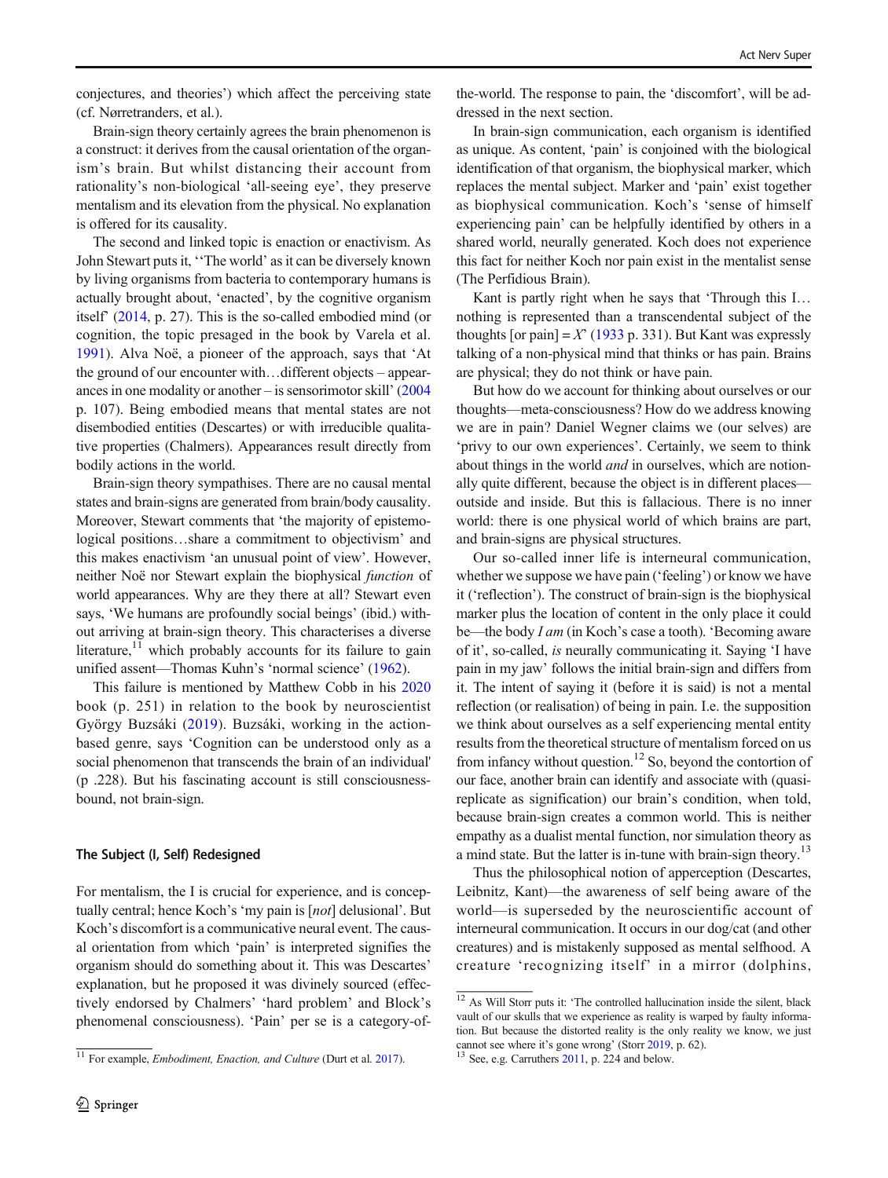conjectures, and theories') which affect the perceiving state (cf. Nørretranders, et al.).

Brain-sign theory certainly agrees the brain phenomenon is a construct: it derives from the causal orientation of the organism's brain. But whilst distancing their account from rationality's non-biological 'all-seeing eye', they preserve mentalism and its elevation from the physical. No explanation is offered for its causality.

The second and linked topic is enaction or enactivism. As John Stewart puts it, ''The world' as it can be diversely known by living organisms from bacteria to contemporary humans is actually brought about, 'enacted', by the cognitive organism itself' (2014, p. 27). This is the so-called embodied mind (or cognition, the topic presaged in the book by Varela et al. 1991). Alva Noë, a pioneer of the approach, says that 'At the ground of our encounter with…different objects – appearances in one modality or another – is sensorimotor skill' (2004 p. 107). Being embodied means that mental states are not disembodied entities (Descartes) or with irreducible qualitative properties (Chalmers). Appearances result directly from bodily actions in the world.

Brain-sign theory sympathises. There are no causal mental states and brain-signs are generated from brain/body causality. Moreover, Stewart comments that 'the majority of epistemological positions…share a commitment to objectivism' and this makes enactivism 'an unusual point of view'. However, neither Noë nor Stewart explain the biophysical *function* of world appearances. Why are they there at all? Stewart even says, 'We humans are profoundly social beings' (ibid.) without arriving at brain-sign theory. This characterises a diverse literature,[11] which probably accounts for its failure to gain unified assent—Thomas Kuhn's 'normal science' (1962).

This failure is mentioned by Matthew Cobb in his 2020 book (p. 251) in relation to the book by neuroscientist György Buzsáki (2019). Buzsáki, working in the action-based genre, says 'Cognition can be understood only as a social phenomenon that transcends the brain of an individual' (p .228). But his fascinating account is still consciousness-bound, not brain-sign.

### The Subject (I, Self) Redesigned

For mentalism, the I is crucial for experience, and is conceptually central; hence Koch's 'my pain is [*not*] delusional'. But Koch's discomfort is a communicative neural event. The causal orientation from which 'pain' is interpreted signifies the organism should do something about it. This was Descartes' explanation, but he proposed it was divinely sourced (effectively endorsed by Chalmers' 'hard problem' and Block's phenomenal consciousness). 'Pain' per se is a category-of-the-world. The response to pain, the 'discomfort', will be addressed in the next section.

In brain-sign communication, each organism is identified as unique. As content, 'pain' is conjoined with the biological identification of that organism, the biophysical marker, which replaces the mental subject. Marker and 'pain' exist together as biophysical communication. Koch's 'sense of himself experiencing pain' can be helpfully identified by others in a shared world, neurally generated. Koch does not experience this fact for neither Koch nor pain exist in the mentalist sense (The Perfidious Brain).

Kant is partly right when he says that 'Through this I… nothing is represented than a transcendental subject of the thoughts [or pain] = *X*' (1933 p. 331). But Kant was expressly talking of a non-physical mind that thinks or has pain. Brains are physical; they do not think or have pain.

But how do we account for thinking about ourselves or our thoughts—meta-consciousness? How do we address knowing we are in pain? Daniel Wegner claims we (our selves) are 'privy to our own experiences'. Certainly, we seem to think about things in the world *and* in ourselves, which are notionally quite different, because the object is in different places—outside and inside. But this is fallacious. There is no inner world: there is one physical world of which brains are part, and brain-signs are physical structures.

Our so-called inner life is interneural communication, whether we suppose we have pain ('feeling') or know we have it ('reflection'). The construct of brain-sign is the biophysical marker plus the location of content in the only place it could be—the body *I am* (in Koch's case a tooth). 'Becoming aware of it', so-called, *is* neurally communicating it. Saying 'I have pain in my jaw' follows the initial brain-sign and differs from it. The intent of saying it (before it is said) is not a mental reflection (or realisation) of being in pain. I.e. the supposition we think about ourselves as a self experiencing mental entity results from the theoretical structure of mentalism forced on us from infancy without question.[12] So, beyond the contortion of our face, another brain can identify and associate with (quasi-replicate as signification) our brain's condition, when told, because brain-sign creates a common world. This is neither empathy as a dualist mental function, nor simulation theory as a mind state. But the latter is in-tune with brain-sign theory.[13]

Thus the philosophical notion of apperception (Descartes, Leibnitz, Kant)—the awareness of self being aware of the world—is superseded by the neuroscientific account of interneural communication. It occurs in our dog/cat (and other creatures) and is mistakenly supposed as mental selfhood. A creature 'recognizing itself' in a mirror (dolphins,

---

[11] For example, *Embodiment, Enaction, and Culture* (Durt et al. 2017).

[12] As Will Storr puts it: 'The controlled hallucination inside the silent, black vault of our skulls that we experience as reality is warped by faulty information. But because the distorted reality is the only reality we know, we just cannot see where it's gone wrong' (Storr 2019, p. 62).

[13] See, e.g. Carruthers 2011, p. 224 and below.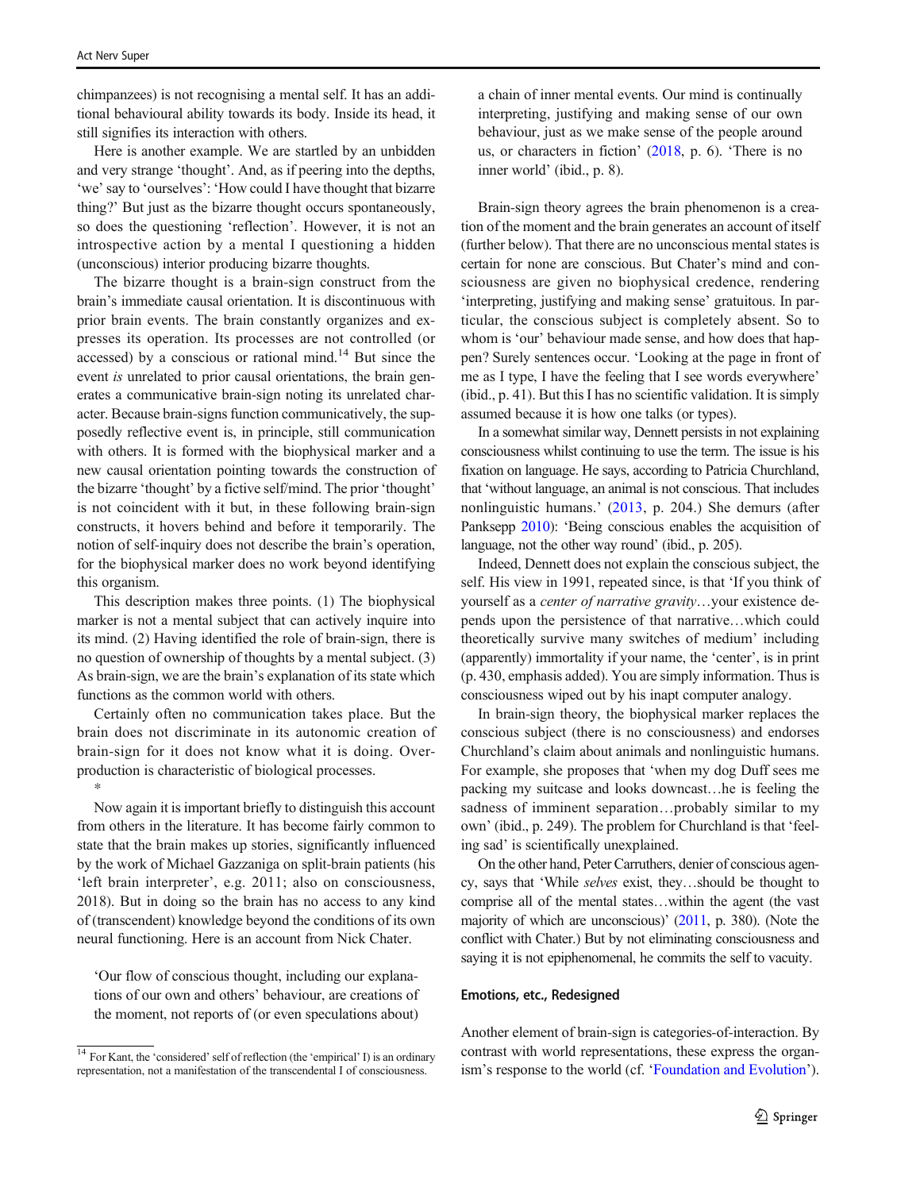chimpanzees) is not recognising a mental self. It has an additional behavioural ability towards its body. Inside its head, it still signifies its interaction with others.

Here is another example. We are startled by an unbidden and very strange 'thought'. And, as if peering into the depths, 'we' say to 'ourselves': 'How could I have thought that bizarre thing?' But just as the bizarre thought occurs spontaneously, so does the questioning 'reflection'. However, it is not an introspective action by a mental I questioning a hidden (unconscious) interior producing bizarre thoughts.

The bizarre thought is a brain-sign construct from the brain's immediate causal orientation. It is discontinuous with prior brain events. The brain constantly organizes and expresses its operation. Its processes are not controlled (or accessed) by a conscious or rational mind.[14] But since the event *is* unrelated to prior causal orientations, the brain generates a communicative brain-sign noting its unrelated character. Because brain-signs function communicatively, the supposedly reflective event is, in principle, still communication with others. It is formed with the biophysical marker and a new causal orientation pointing towards the construction of the bizarre 'thought' by a fictive self/mind. The prior 'thought' is not coincident with it but, in these following brain-sign constructs, it hovers behind and before it temporarily. The notion of self-inquiry does not describe the brain's operation, for the biophysical marker does no work beyond identifying this organism.

This description makes three points. (1) The biophysical marker is not a mental subject that can actively inquire into its mind. (2) Having identified the role of brain-sign, there is no question of ownership of thoughts by a mental subject. (3) As brain-sign, we are the brain's explanation of its state which functions as the common world with others.

Certainly often no communication takes place. But the brain does not discriminate in its autonomic creation of brain-sign for it does not know what it is doing. Overproduction is characteristic of biological processes.

*

Now again it is important briefly to distinguish this account from others in the literature. It has become fairly common to state that the brain makes up stories, significantly influenced by the work of Michael Gazzaniga on split-brain patients (his 'left brain interpreter', e.g. 2011; also on consciousness, 2018). But in doing so the brain has no access to any kind of (transcendent) knowledge beyond the conditions of its own neural functioning. Here is an account from Nick Chater.

> 'Our flow of conscious thought, including our explanations of our own and others' behaviour, are creations of the moment, not reports of (or even speculations about) a chain of inner mental events. Our mind is continually interpreting, justifying and making sense of our own behaviour, just as we make sense of the people around us, or characters in fiction' (2018, p. 6). 'There is no inner world' (ibid., p. 8).

Brain-sign theory agrees the brain phenomenon is a creation of the moment and the brain generates an account of itself (further below). That there are no unconscious mental states is certain for none are conscious. But Chater's mind and consciousness are given no biophysical credence, rendering 'interpreting, justifying and making sense' gratuitous. In particular, the conscious subject is completely absent. So to whom is 'our' behaviour made sense, and how does that happen? Surely sentences occur. 'Looking at the page in front of me as I type, I have the feeling that I see words everywhere' (ibid., p. 41). But this I has no scientific validation. It is simply assumed because it is how one talks (or types).

In a somewhat similar way, Dennett persists in not explaining consciousness whilst continuing to use the term. The issue is his fixation on language. He says, according to Patricia Churchland, that 'without language, an animal is not conscious. That includes nonlinguistic humans.' (2013, p. 204.) She demurs (after Panksepp 2010): 'Being conscious enables the acquisition of language, not the other way round' (ibid., p. 205).

Indeed, Dennett does not explain the conscious subject, the self. His view in 1991, repeated since, is that 'If you think of yourself as a *center of narrative gravity*…your existence depends upon the persistence of that narrative…which could theoretically survive many switches of medium' including (apparently) immortality if your name, the 'center', is in print (p. 430, emphasis added). You are simply information. Thus is consciousness wiped out by his inapt computer analogy.

In brain-sign theory, the biophysical marker replaces the conscious subject (there is no consciousness) and endorses Churchland's claim about animals and nonlinguistic humans. For example, she proposes that 'when my dog Duff sees me packing my suitcase and looks downcast…he is feeling the sadness of imminent separation…probably similar to my own' (ibid., p. 249). The problem for Churchland is that 'feeling sad' is scientifically unexplained.

On the other hand, Peter Carruthers, denier of conscious agency, says that 'While *selves* exist, they…should be thought to comprise all of the mental states…within the agent (the vast majority of which are unconscious)' (2011, p. 380). (Note the conflict with Chater.) But by not eliminating consciousness and saying it is not epiphenomenal, he commits the self to vacuity.

### Emotions, etc., Redesigned

Another element of brain-sign is categories-of-interaction. By contrast with world representations, these express the organism's response to the world (cf. 'Foundation and Evolution').

[14] For Kant, the 'considered' self of reflection (the 'empirical' I) is an ordinary representation, not a manifestation of the transcendental I of consciousness.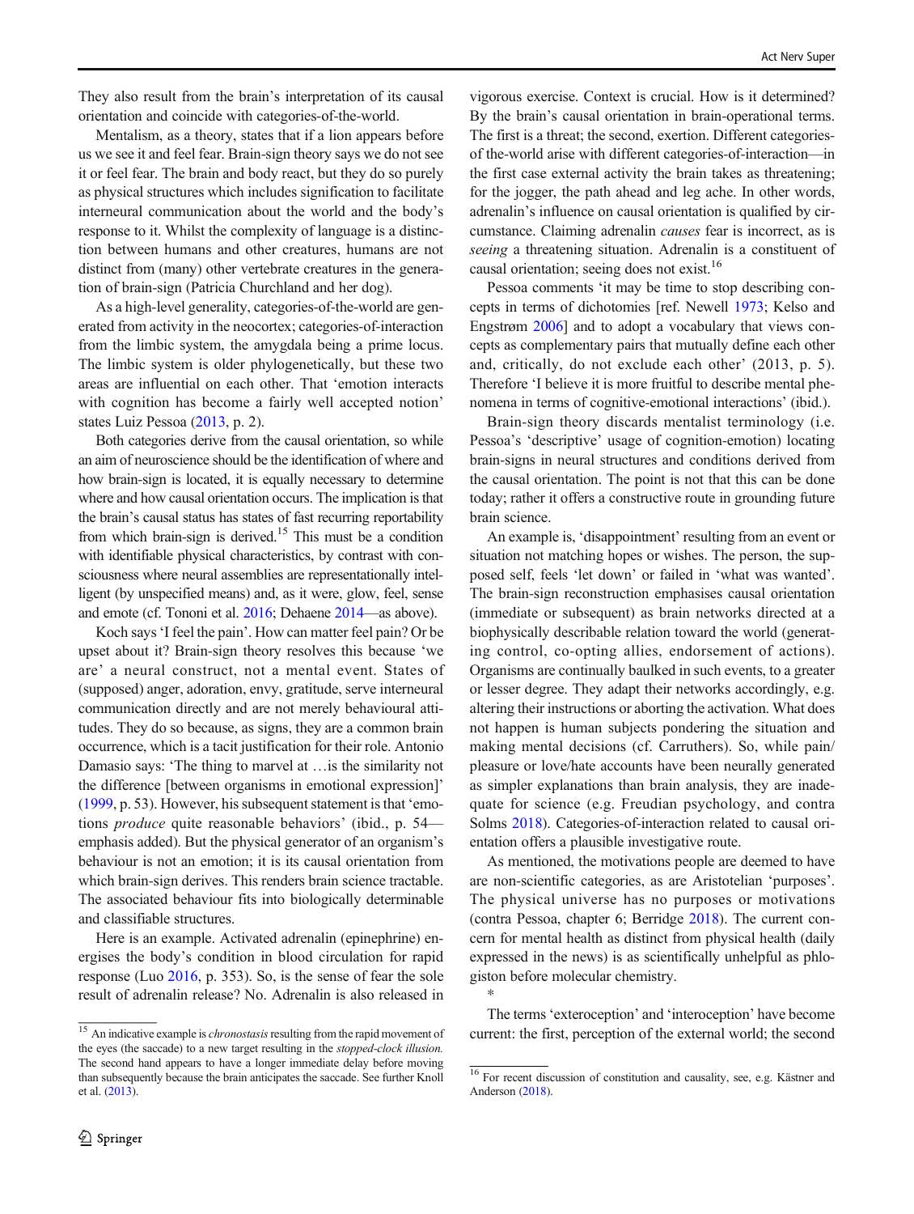They also result from the brain's interpretation of its causal orientation and coincide with categories-of-the-world.

Mentalism, as a theory, states that if a lion appears before us we see it and feel fear. Brain-sign theory says we do not see it or feel fear. The brain and body react, but they do so purely as physical structures which includes signification to facilitate interneural communication about the world and the body's response to it. Whilst the complexity of language is a distinction between humans and other creatures, humans are not distinct from (many) other vertebrate creatures in the generation of brain-sign (Patricia Churchland and her dog).

As a high-level generality, categories-of-the-world are generated from activity in the neocortex; categories-of-interaction from the limbic system, the amygdala being a prime locus. The limbic system is older phylogenetically, but these two areas are influential on each other. That 'emotion interacts with cognition has become a fairly well accepted notion' states Luiz Pessoa (2013, p. 2).

Both categories derive from the causal orientation, so while an aim of neuroscience should be the identification of where and how brain-sign is located, it is equally necessary to determine where and how causal orientation occurs. The implication is that the brain's causal status has states of fast recurring reportability from which brain-sign is derived.[15] This must be a condition with identifiable physical characteristics, by contrast with consciousness where neural assemblies are representationally intelligent (by unspecified means) and, as it were, glow, feel, sense and emote (cf. Tononi et al. 2016; Dehaene 2014—as above).

Koch says 'I feel the pain'. How can matter feel pain? Or be upset about it? Brain-sign theory resolves this because 'we are' a neural construct, not a mental event. States of (supposed) anger, adoration, envy, gratitude, serve interneural communication directly and are not merely behavioural attitudes. They do so because, as signs, they are a common brain occurrence, which is a tacit justification for their role. Antonio Damasio says: 'The thing to marvel at …is the similarity not the difference [between organisms in emotional expression]' (1999, p. 53). However, his subsequent statement is that 'emotions *produce* quite reasonable behaviors' (ibid., p. 54—emphasis added). But the physical generator of an organism's behaviour is not an emotion; it is its causal orientation from which brain-sign derives. This renders brain science tractable. The associated behaviour fits into biologically determinable and classifiable structures.

Here is an example. Activated adrenalin (epinephrine) energises the body's condition in blood circulation for rapid response (Luo 2016, p. 353). So, is the sense of fear the sole result of adrenalin release? No. Adrenalin is also released in vigorous exercise. Context is crucial. How is it determined? By the brain's causal orientation in brain-operational terms. The first is a threat; the second, exertion. Different categories-of-the-world arise with different categories-of-interaction—in the first case external activity the brain takes as threatening; for the jogger, the path ahead and leg ache. In other words, adrenalin's influence on causal orientation is qualified by circumstance. Claiming adrenalin *causes* fear is incorrect, as is *seeing* a threatening situation. Adrenalin is a constituent of causal orientation; seeing does not exist.[16]

Pessoa comments 'it may be time to stop describing concepts in terms of dichotomies [ref. Newell 1973; Kelso and Engstrøm 2006] and to adopt a vocabulary that views concepts as complementary pairs that mutually define each other and, critically, do not exclude each other' (2013, p. 5). Therefore 'I believe it is more fruitful to describe mental phenomena in terms of cognitive-emotional interactions' (ibid.).

Brain-sign theory discards mentalist terminology (i.e. Pessoa's 'descriptive' usage of cognition-emotion) locating brain-signs in neural structures and conditions derived from the causal orientation. The point is not that this can be done today; rather it offers a constructive route in grounding future brain science.

An example is, 'disappointment' resulting from an event or situation not matching hopes or wishes. The person, the supposed self, feels 'let down' or failed in 'what was wanted'. The brain-sign reconstruction emphasises causal orientation (immediate or subsequent) as brain networks directed at a biophysically describable relation toward the world (generating control, co-opting allies, endorsement of actions). Organisms are continually baulked in such events, to a greater or lesser degree. They adapt their networks accordingly, e.g. altering their instructions or aborting the activation. What does not happen is human subjects pondering the situation and making mental decisions (cf. Carruthers). So, while pain/pleasure or love/hate accounts have been neurally generated as simpler explanations than brain analysis, they are inadequate for science (e.g. Freudian psychology, and contra Solms 2018). Categories-of-interaction related to causal orientation offers a plausible investigative route.

As mentioned, the motivations people are deemed to have are non-scientific categories, as are Aristotelian 'purposes'. The physical universe has no purposes or motivations (contra Pessoa, chapter 6; Berridge 2018). The current concern for mental health as distinct from physical health (daily expressed in the news) is as scientifically unhelpful as phlogiston before molecular chemistry.

*

The terms 'exteroception' and 'interoception' have become current: the first, perception of the external world; the second

---

[15] An indicative example is *chronostasis* resulting from the rapid movement of the eyes (the saccade) to a new target resulting in the *stopped-clock illusion*. The second hand appears to have a longer immediate delay before moving than subsequently because the brain anticipates the saccade. See further Knoll et al. (2013).

[16] For recent discussion of constitution and causality, see, e.g. Kästner and Anderson (2018).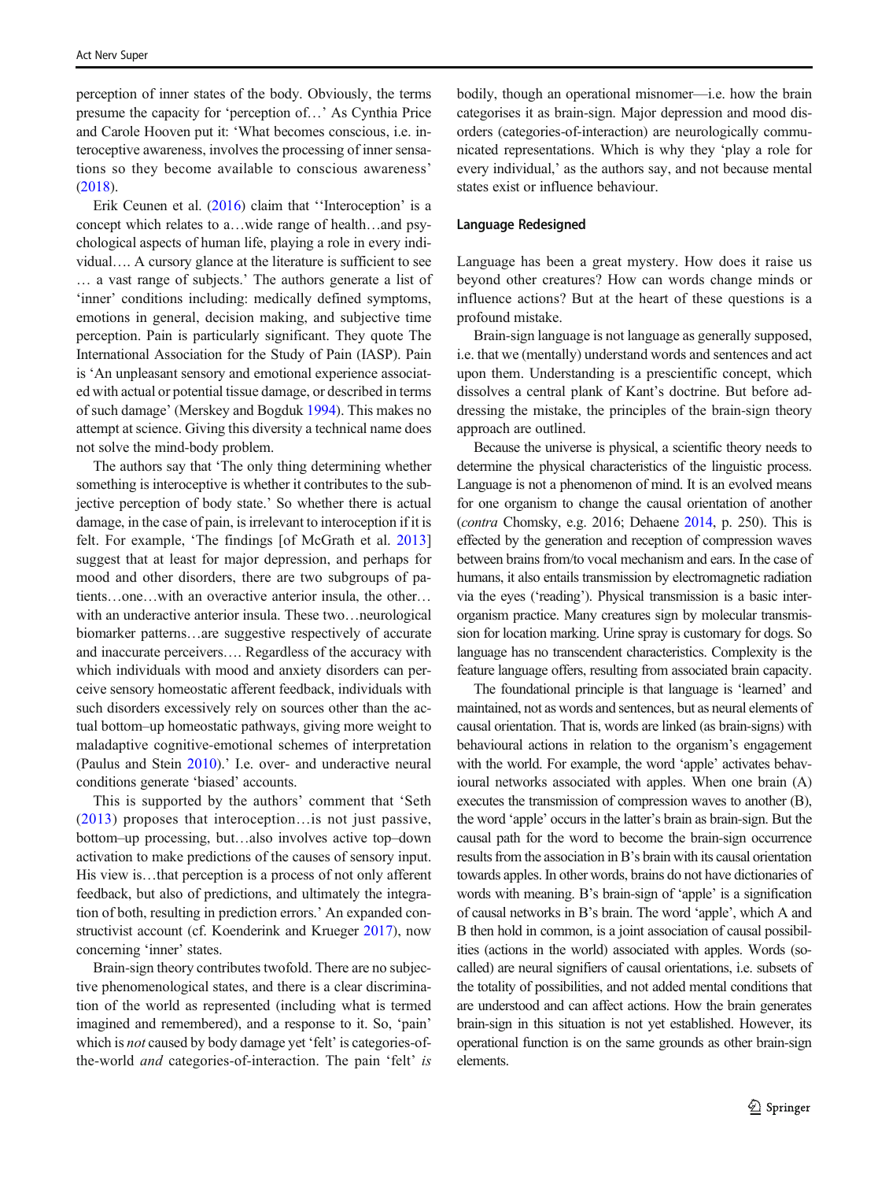perception of inner states of the body. Obviously, the terms presume the capacity for 'perception of…' As Cynthia Price and Carole Hooven put it: 'What becomes conscious, i.e. interoceptive awareness, involves the processing of inner sensations so they become available to conscious awareness' (2018).

Erik Ceunen et al. (2016) claim that ''Interoception' is a concept which relates to a…wide range of health…and psychological aspects of human life, playing a role in every individual…. A cursory glance at the literature is sufficient to see … a vast range of subjects.' The authors generate a list of 'inner' conditions including: medically defined symptoms, emotions in general, decision making, and subjective time perception. Pain is particularly significant. They quote The International Association for the Study of Pain (IASP). Pain is 'An unpleasant sensory and emotional experience associated with actual or potential tissue damage, or described in terms of such damage' (Merskey and Bogduk 1994). This makes no attempt at science. Giving this diversity a technical name does not solve the mind-body problem.

The authors say that 'The only thing determining whether something is interoceptive is whether it contributes to the subjective perception of body state.' So whether there is actual damage, in the case of pain, is irrelevant to interoception if it is felt. For example, 'The findings [of McGrath et al. 2013] suggest that at least for major depression, and perhaps for mood and other disorders, there are two subgroups of patients…one…with an overactive anterior insula, the other…with an underactive anterior insula. These two…neurological biomarker patterns…are suggestive respectively of accurate and inaccurate perceivers…. Regardless of the accuracy with which individuals with mood and anxiety disorders can perceive sensory homeostatic afferent feedback, individuals with such disorders excessively rely on sources other than the actual bottom–up homeostatic pathways, giving more weight to maladaptive cognitive-emotional schemes of interpretation (Paulus and Stein 2010).' I.e. over- and underactive neural conditions generate 'biased' accounts.

This is supported by the authors' comment that 'Seth (2013) proposes that interoception…is not just passive, bottom–up processing, but…also involves active top–down activation to make predictions of the causes of sensory input. His view is…that perception is a process of not only afferent feedback, but also of predictions, and ultimately the integration of both, resulting in prediction errors.' An expanded constructivist account (cf. Koenderink and Krueger 2017), now concerning 'inner' states.

Brain-sign theory contributes twofold. There are no subjective phenomenological states, and there is a clear discrimination of the world as represented (including what is termed imagined and remembered), and a response to it. So, 'pain' which is *not* caused by body damage yet 'felt' is categories-of-the-world *and* categories-of-interaction. The pain 'felt' *is* bodily, though an operational misnomer—i.e. how the brain categorises it as brain-sign. Major depression and mood disorders (categories-of-interaction) are neurologically communicated representations. Which is why they 'play a role for every individual,' as the authors say, and not because mental states exist or influence behaviour.

## Language Redesigned

Language has been a great mystery. How does it raise us beyond other creatures? How can words change minds or influence actions? But at the heart of these questions is a profound mistake.

Brain-sign language is not language as generally supposed, i.e. that we (mentally) understand words and sentences and act upon them. Understanding is a prescientific concept, which dissolves a central plank of Kant's doctrine. But before addressing the mistake, the principles of the brain-sign theory approach are outlined.

Because the universe is physical, a scientific theory needs to determine the physical characteristics of the linguistic process. Language is not a phenomenon of mind. It is an evolved means for one organism to change the causal orientation of another (*contra* Chomsky, e.g. 2016; Dehaene 2014, p. 250). This is effected by the generation and reception of compression waves between brains from/to vocal mechanism and ears. In the case of humans, it also entails transmission by electromagnetic radiation via the eyes ('reading'). Physical transmission is a basic inter-organism practice. Many creatures sign by molecular transmission for location marking. Urine spray is customary for dogs. So language has no transcendent characteristics. Complexity is the feature language offers, resulting from associated brain capacity.

The foundational principle is that language is 'learned' and maintained, not as words and sentences, but as neural elements of causal orientation. That is, words are linked (as brain-signs) with behavioural actions in relation to the organism's engagement with the world. For example, the word 'apple' activates behavioural networks associated with apples. When one brain (A) executes the transmission of compression waves to another (B), the word 'apple' occurs in the latter's brain as brain-sign. But the causal path for the word to become the brain-sign occurrence results from the association in B's brain with its causal orientation towards apples. In other words, brains do not have dictionaries of words with meaning. B's brain-sign of 'apple' is a signification of causal networks in B's brain. The word 'apple', which A and B then hold in common, is a joint association of causal possibilities (actions in the world) associated with apples. Words (so-called) are neural signifiers of causal orientations, i.e. subsets of the totality of possibilities, and not added mental conditions that are understood and can affect actions. How the brain generates brain-sign in this situation is not yet established. However, its operational function is on the same grounds as other brain-sign elements.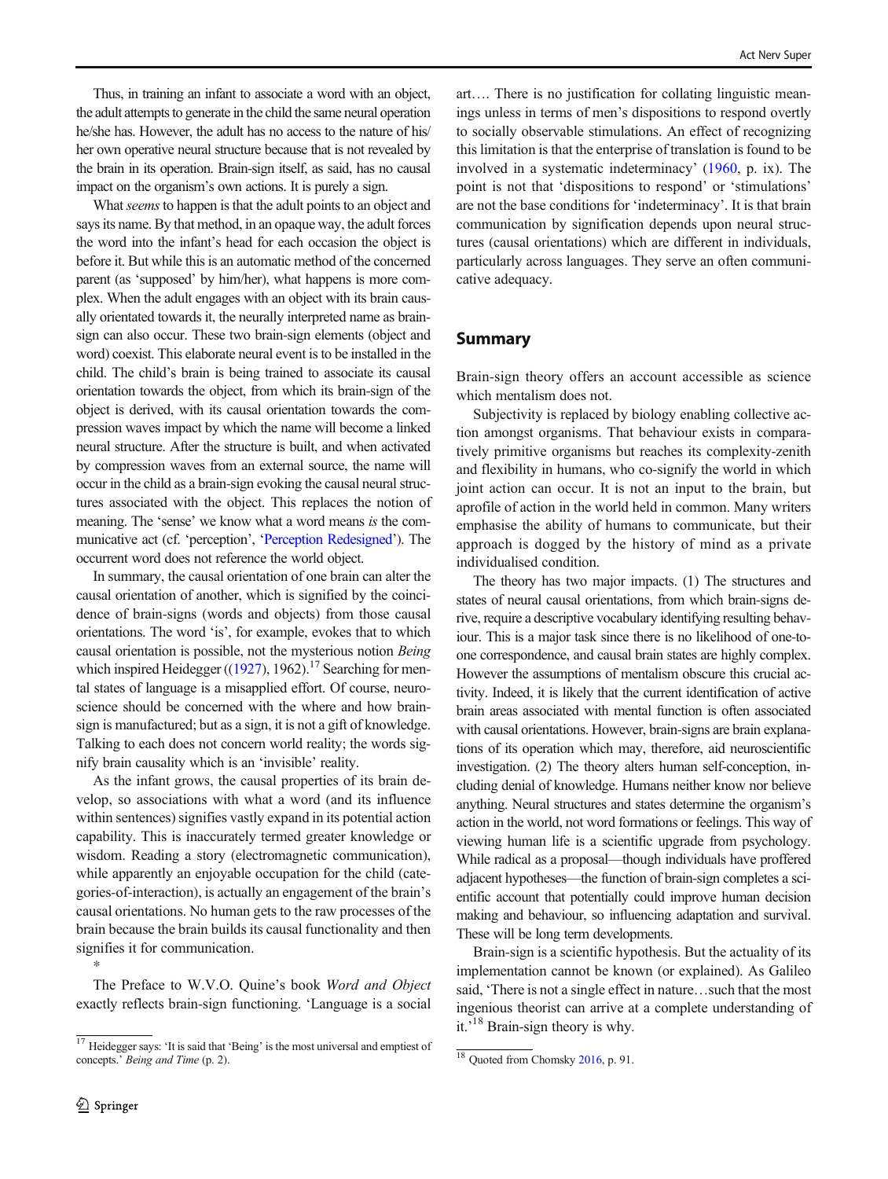Thus, in training an infant to associate a word with an object, the adult attempts to generate in the child the same neural operation he/she has. However, the adult has no access to the nature of his/her own operative neural structure because that is not revealed by the brain in its operation. Brain-sign itself, as said, has no causal impact on the organism's own actions. It is purely a sign.

What *seems* to happen is that the adult points to an object and says its name. By that method, in an opaque way, the adult forces the word into the infant's head for each occasion the object is before it. But while this is an automatic method of the concerned parent (as 'supposed' by him/her), what happens is more complex. When the adult engages with an object with its brain causally orientated towards it, the neurally interpreted name as brain-sign can also occur. These two brain-sign elements (object and word) coexist. This elaborate neural event is to be installed in the child. The child's brain is being trained to associate its causal orientation towards the object, from which its brain-sign of the object is derived, with its causal orientation towards the compression waves impact by which the name will become a linked neural structure. After the structure is built, and when activated by compression waves from an external source, the name will occur in the child as a brain-sign evoking the causal neural structures associated with the object. This replaces the notion of meaning. The 'sense' we know what a word means *is* the communicative act (cf. 'perception', 'Perception Redesigned'). The occurrent word does not reference the world object.

In summary, the causal orientation of one brain can alter the causal orientation of another, which is signified by the coincidence of brain-signs (words and objects) from those causal orientations. The word 'is', for example, evokes that to which causal orientation is possible, not the mysterious notion *Being* which inspired Heidegger ((1927), 1962).[17] Searching for mental states of language is a misapplied effort. Of course, neuroscience should be concerned with the where and how brain-sign is manufactured; but as a sign, it is not a gift of knowledge. Talking to each does not concern world reality; the words signify brain causality which is an 'invisible' reality.

As the infant grows, the causal properties of its brain develop, so associations with what a word (and its influence within sentences) signifies vastly expand in its potential action capability. This is inaccurately termed greater knowledge or wisdom. Reading a story (electromagnetic communication), while apparently an enjoyable occupation for the child (categories-of-interaction), is actually an engagement of the brain's causal orientations. No human gets to the raw processes of the brain because the brain builds its causal functionality and then signifies it for communication.

*

The Preface to W.V.O. Quine's book *Word and Object* exactly reflects brain-sign functioning. 'Language is a social art…. There is no justification for collating linguistic meanings unless in terms of men's dispositions to respond overtly to socially observable stimulations. An effect of recognizing this limitation is that the enterprise of translation is found to be involved in a systematic indeterminacy' (1960, p. ix). The point is not that 'dispositions to respond' or 'stimulations' are not the base conditions for 'indeterminacy'. It is that brain communication by signification depends upon neural structures (causal orientations) which are different in individuals, particularly across languages. They serve an often communicative adequacy.

## Summary

Brain-sign theory offers an account accessible as science which mentalism does not.

Subjectivity is replaced by biology enabling collective action amongst organisms. That behaviour exists in comparatively primitive organisms but reaches its complexity-zenith and flexibility in humans, who co-signify the world in which joint action can occur. It is not an input to the brain, but aprofile of action in the world held in common. Many writers emphasise the ability of humans to communicate, but their approach is dogged by the history of mind as a private individualised condition.

The theory has two major impacts. (1) The structures and states of neural causal orientations, from which brain-signs derive, require a descriptive vocabulary identifying resulting behaviour. This is a major task since there is no likelihood of one-to-one correspondence, and causal brain states are highly complex. However the assumptions of mentalism obscure this crucial activity. Indeed, it is likely that the current identification of active brain areas associated with mental function is often associated with causal orientations. However, brain-signs are brain explanations of its operation which may, therefore, aid neuroscientific investigation. (2) The theory alters human self-conception, including denial of knowledge. Humans neither know nor believe anything. Neural structures and states determine the organism's action in the world, not word formations or feelings. This way of viewing human life is a scientific upgrade from psychology. While radical as a proposal—though individuals have proffered adjacent hypotheses—the function of brain-sign completes a scientific account that potentially could improve human decision making and behaviour, so influencing adaptation and survival. These will be long term developments.

Brain-sign is a scientific hypothesis. But the actuality of its implementation cannot be known (or explained). As Galileo said, 'There is not a single effect in nature…such that the most ingenious theorist can arrive at a complete understanding of it.'[18] Brain-sign theory is why.

[17] Heidegger says: 'It is said that 'Being' is the most universal and emptiest of concepts.' *Being and Time* (p. 2).

[18] Quoted from Chomsky 2016, p. 91.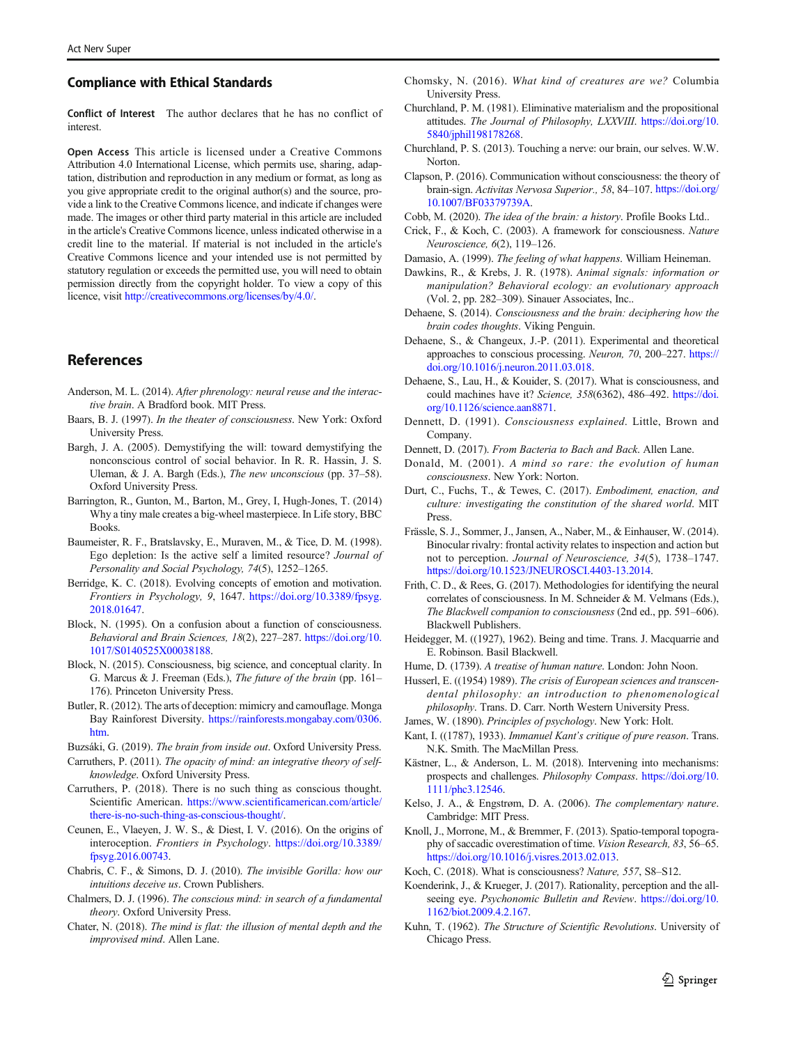## Compliance with Ethical Standards

**Conflict of Interest** The author declares that he has no conflict of interest.

**Open Access** This article is licensed under a Creative Commons Attribution 4.0 International License, which permits use, sharing, adaptation, distribution and reproduction in any medium or format, as long as you give appropriate credit to the original author(s) and the source, provide a link to the Creative Commons licence, and indicate if changes were made. The images or other third party material in this article are included in the article's Creative Commons licence, unless indicated otherwise in a credit line to the material. If material is not included in the article's Creative Commons licence and your intended use is not permitted by statutory regulation or exceeds the permitted use, you will need to obtain permission directly from the copyright holder. To view a copy of this licence, visit http://creativecommons.org/licenses/by/4.0/.

## References

Anderson, M. L. (2014). *After phrenology: neural reuse and the interactive brain*. A Bradford book. MIT Press.

Baars, B. J. (1997). *In the theater of consciousness*. New York: Oxford University Press.

Bargh, J. A. (2005). Demystifying the will: toward demystifying the nonconscious control of social behavior. In R. R. Hassin, J. S. Uleman, & J. A. Bargh (Eds.), *The new unconscious* (pp. 37–58). Oxford University Press.

Barrington, R., Gunton, M., Barton, M., Grey, I, Hugh-Jones, T. (2014) Why a tiny male creates a big-wheel masterpiece. In Life story, BBC Books.

Baumeister, R. F., Bratslavsky, E., Muraven, M., & Tice, D. M. (1998). Ego depletion: Is the active self a limited resource? *Journal of Personality and Social Psychology, 74*(5), 1252–1265.

Berridge, K. C. (2018). Evolving concepts of emotion and motivation. *Frontiers in Psychology, 9*, 1647. https://doi.org/10.3389/fpsyg.2018.01647.

Block, N. (1995). On a confusion about a function of consciousness. *Behavioral and Brain Sciences, 18*(2), 227–287. https://doi.org/10.1017/S0140525X00038188.

Block, N. (2015). Consciousness, big science, and conceptual clarity. In G. Marcus & J. Freeman (Eds.), *The future of the brain* (pp. 161–176). Princeton University Press.

Butler, R. (2012). The arts of deception: mimicry and camouflage. Monga Bay Rainforest Diversity. https://rainforests.mongabay.com/0306.htm.

Buzsáki, G. (2019). *The brain from inside out*. Oxford University Press.

Carruthers, P. (2011). *The opacity of mind: an integrative theory of self-knowledge*. Oxford University Press.

Carruthers, P. (2018). There is no such thing as conscious thought. Scientific American. https://www.scientificamerican.com/article/there-is-no-such-thing-as-conscious-thought/.

Ceunen, E., Vlaeyen, J. W. S., & Diest, I. V. (2016). On the origins of interoception. *Frontiers in Psychology*. https://doi.org/10.3389/fpsyg.2016.00743.

Chabris, C. F., & Simons, D. J. (2010). *The invisible Gorilla: how our intuitions deceive us*. Crown Publishers.

Chalmers, D. J. (1996). *The conscious mind: in search of a fundamental theory*. Oxford University Press.

Chater, N. (2018). *The mind is flat: the illusion of mental depth and the improvised mind*. Allen Lane.

Chomsky, N. (2016). *What kind of creatures are we?* Columbia University Press.

Churchland, P. M. (1981). Eliminative materialism and the propositional attitudes. *The Journal of Philosophy, LXXVIII*. https://doi.org/10.5840/jphil198178268.

Churchland, P. S. (2013). Touching a nerve: our brain, our selves. W.W. Norton.

Clapson, P. (2016). Communication without consciousness: the theory of brain-sign. *Activitas Nervosa Superior., 58*, 84–107. https://doi.org/10.1007/BF03379739A.

Cobb, M. (2020). *The idea of the brain: a history*. Profile Books Ltd..

Crick, F., & Koch, C. (2003). A framework for consciousness. *Nature Neuroscience, 6*(2), 119–126.

Damasio, A. (1999). *The feeling of what happens*. William Heineman.

Dawkins, R., & Krebs, J. R. (1978). *Animal signals: information or manipulation? Behavioral ecology: an evolutionary approach* (Vol. 2, pp. 282–309). Sinauer Associates, Inc..

Dehaene, S. (2014). *Consciousness and the brain: deciphering how the brain codes thoughts*. Viking Penguin.

Dehaene, S., & Changeux, J.-P. (2011). Experimental and theoretical approaches to conscious processing. *Neuron, 70*, 200–227. https://doi.org/10.1016/j.neuron.2011.03.018.

Dehaene, S., Lau, H., & Kouider, S. (2017). What is consciousness, and could machines have it? *Science, 358*(6362), 486–492. https://doi.org/10.1126/science.aan8871.

Dennett, D. (1991). *Consciousness explained*. Little, Brown and Company.

Dennett, D. (2017). *From Bacteria to Bach and Back*. Allen Lane.

Donald, M. (2001). *A mind so rare: the evolution of human consciousness*. New York: Norton.

Durt, C., Fuchs, T., & Tewes, C. (2017). *Embodiment, enaction, and culture: investigating the constitution of the shared world*. MIT Press.

Frässle, S. J., Sommer, J., Jansen, A., Naber, M., & Einhauser, W. (2014). Binocular rivalry: frontal activity relates to inspection and action but not to perception. *Journal of Neuroscience, 34*(5), 1738–1747. https://doi.org/10.1523/JNEUROSCI.4403-13.2014.

Frith, C. D., & Rees, G. (2017). Methodologies for identifying the neural correlates of consciousness. In M. Schneider & M. Velmans (Eds.), *The Blackwell companion to consciousness* (2nd ed., pp. 591–606). Blackwell Publishers.

Heidegger, M. ((1927), 1962). Being and time. Trans. J. Macquarrie and E. Robinson. Basil Blackwell.

Hume, D. (1739). *A treatise of human nature*. London: John Noon.

Husserl, E. ((1954) 1989). *The crisis of European sciences and transcendental philosophy: an introduction to phenomenological philosophy*. Trans. D. Carr. North Western University Press.

James, W. (1890). *Principles of psychology*. New York: Holt.

Kant, I. ((1787), 1933). *Immanuel Kant's critique of pure reason*. Trans. N.K. Smith. The MacMillan Press.

Kästner, L., & Anderson, L. M. (2018). Intervening into mechanisms: prospects and challenges. *Philosophy Compass*. https://doi.org/10.1111/phc3.12546.

Kelso, J. A., & Engstrøm, D. A. (2006). *The complementary nature*. Cambridge: MIT Press.

Knoll, J., Morrone, M., & Bremmer, F. (2013). Spatio-temporal topography of saccadic overestimation of time. *Vision Research, 83*, 56–65. https://doi.org/10.1016/j.visres.2013.02.013.

Koch, C. (2018). What is consciousness? *Nature, 557*, S8–S12.

Koenderink, J., & Krueger, J. (2017). Rationality, perception and the all-seeing eye. *Psychonomic Bulletin and Review*. https://doi.org/10.1162/biot.2009.4.2.167.

Kuhn, T. (1962). *The Structure of Scientific Revolutions*. University of Chicago Press.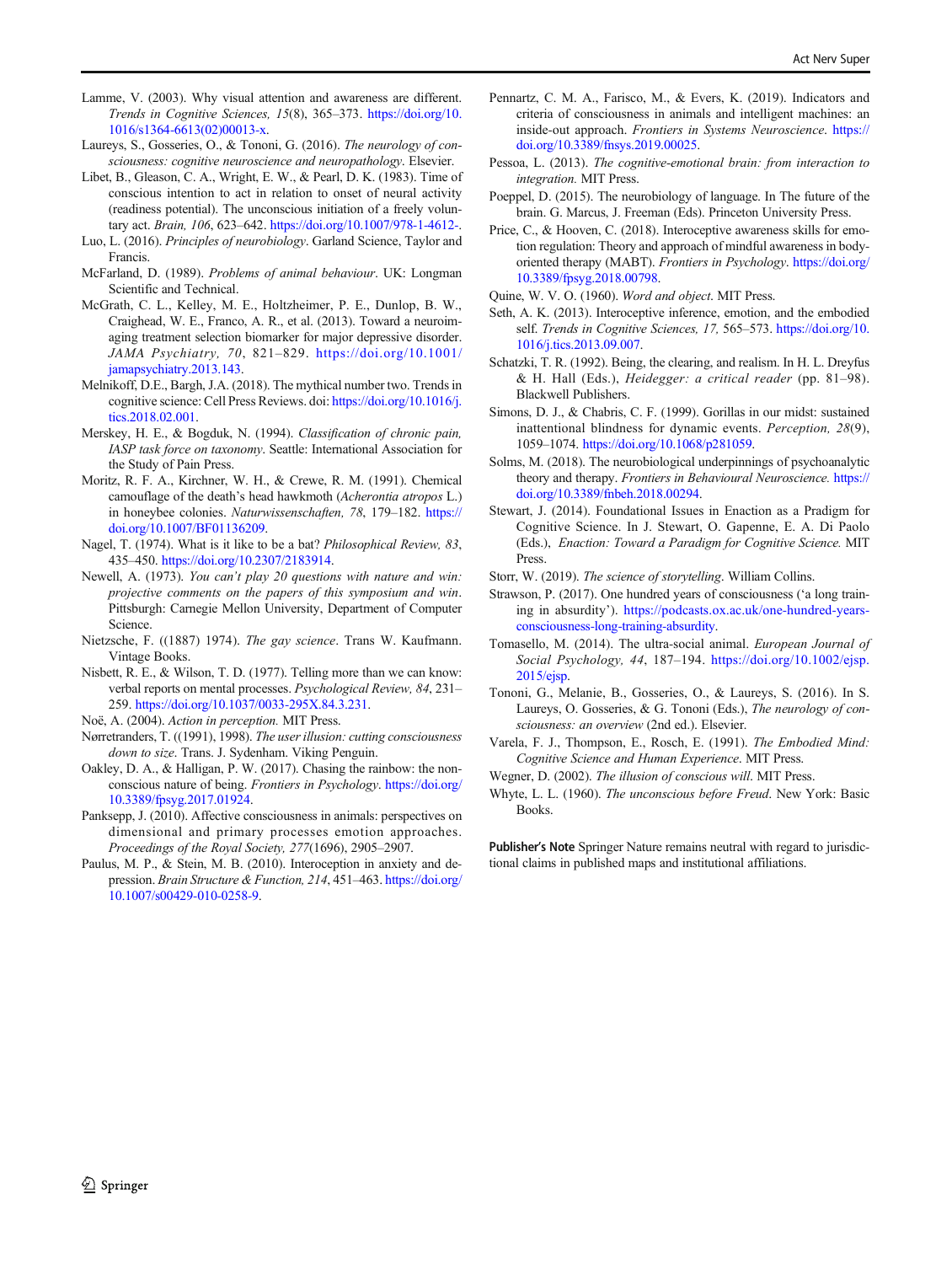Lamme, V. (2003). Why visual attention and awareness are different. *Trends in Cognitive Sciences, 15*(8), 365–373. https://doi.org/10.1016/s1364-6613(02)00013-x.

Laureys, S., Gosseries, O., & Tononi, G. (2016). *The neurology of consciousness: cognitive neuroscience and neuropathology*. Elsevier.

Libet, B., Gleason, C. A., Wright, E. W., & Pearl, D. K. (1983). Time of conscious intention to act in relation to onset of neural activity (readiness potential). The unconscious initiation of a freely voluntary act. *Brain, 106*, 623–642. https://doi.org/10.1007/978-1-4612-.

Luo, L. (2016). *Principles of neurobiology*. Garland Science, Taylor and Francis.

McFarland, D. (1989). *Problems of animal behaviour*. UK: Longman Scientific and Technical.

McGrath, C. L., Kelley, M. E., Holtzheimer, P. E., Dunlop, B. W., Craighead, W. E., Franco, A. R., et al. (2013). Toward a neuroimaging treatment selection biomarker for major depressive disorder. *JAMA Psychiatry, 70*, 821–829. https://doi.org/10.1001/jamapsychiatry.2013.143.

Melnikoff, D.E., Bargh, J.A. (2018). The mythical number two. Trends in cognitive science: Cell Press Reviews. doi: https://doi.org/10.1016/j.tics.2018.02.001.

Merskey, H. E., & Bogduk, N. (1994). *Classification of chronic pain, IASP task force on taxonomy*. Seattle: International Association for the Study of Pain Press.

Moritz, R. F. A., Kirchner, W. H., & Crewe, R. M. (1991). Chemical camouflage of the death's head hawkmoth (*Acherontia atropos* L.) in honeybee colonies. *Naturwissenschaften, 78*, 179–182. https://doi.org/10.1007/BF01136209.

Nagel, T. (1974). What is it like to be a bat? *Philosophical Review, 83*, 435–450. https://doi.org/10.2307/2183914.

Newell, A. (1973). *You can't play 20 questions with nature and win: projective comments on the papers of this symposium and win*. Pittsburgh: Carnegie Mellon University, Department of Computer Science.

Nietzsche, F. ((1887) 1974). *The gay science*. Trans W. Kaufmann. Vintage Books.

Nisbett, R. E., & Wilson, T. D. (1977). Telling more than we can know: verbal reports on mental processes. *Psychological Review, 84*, 231–259. https://doi.org/10.1037/0033-295X.84.3.231.

Noë, A. (2004). *Action in perception.* MIT Press.

Nørretranders, T. ((1991), 1998). *The user illusion: cutting consciousness down to size*. Trans. J. Sydenham. Viking Penguin.

Oakley, D. A., & Halligan, P. W. (2017). Chasing the rainbow: the non-conscious nature of being. *Frontiers in Psychology.* https://doi.org/10.3389/fpsyg.2017.01924.

Panksepp, J. (2010). Affective consciousness in animals: perspectives on dimensional and primary processes emotion approaches. *Proceedings of the Royal Society, 277*(1696), 2905–2907.

Paulus, M. P., & Stein, M. B. (2010). Interoception in anxiety and depression. *Brain Structure & Function, 214*, 451–463. https://doi.org/10.1007/s00429-010-0258-9.

Pennartz, C. M. A., Farisco, M., & Evers, K. (2019). Indicators and criteria of consciousness in animals and intelligent machines: an inside-out approach. *Frontiers in Systems Neuroscience*. https://doi.org/10.3389/fnsys.2019.00025.

Pessoa, L. (2013). *The cognitive-emotional brain: from interaction to integration.* MIT Press.

Poeppel, D. (2015). The neurobiology of language. In The future of the brain. G. Marcus, J. Freeman (Eds). Princeton University Press.

Price, C., & Hooven, C. (2018). Interoceptive awareness skills for emotion regulation: Theory and approach of mindful awareness in body-oriented therapy (MABT). *Frontiers in Psychology*. https://doi.org/10.3389/fpsyg.2018.00798.

Quine, W. V. O. (1960). *Word and object*. MIT Press.

Seth, A. K. (2013). Interoceptive inference, emotion, and the embodied self. *Trends in Cognitive Sciences, 17,* 565–573. https://doi.org/10.1016/j.tics.2013.09.007.

Schatzki, T. R. (1992). Being, the clearing, and realism. In H. L. Dreyfus & H. Hall (Eds.), *Heidegger: a critical reader* (pp. 81–98). Blackwell Publishers.

Simons, D. J., & Chabris, C. F. (1999). Gorillas in our midst: sustained inattentional blindness for dynamic events. *Perception, 28*(9), 1059–1074. https://doi.org/10.1068/p281059.

Solms, M. (2018). The neurobiological underpinnings of psychoanalytic theory and therapy. *Frontiers in Behavioural Neuroscience.* https://doi.org/10.3389/fnbeh.2018.00294.

Stewart, J. (2014). Foundational Issues in Enaction as a Pradigm for Cognitive Science. In J. Stewart, O. Gapenne, E. A. Di Paolo (Eds.), *Enaction: Toward a Paradigm for Cognitive Science.* MIT Press.

Storr, W. (2019). *The science of storytelling*. William Collins.

Strawson, P. (2017). One hundred years of consciousness ('a long training in absurdity'). https://podcasts.ox.ac.uk/one-hundred-years-consciousness-long-training-absurdity.

Tomasello, M. (2014). The ultra-social animal. *European Journal of Social Psychology, 44*, 187–194. https://doi.org/10.1002/ejsp.2015/ejsp.

Tononi, G., Melanie, B., Gosseries, O., & Laureys, S. (2016). In S. Laureys, O. Gosseries, & G. Tononi (Eds.), *The neurology of consciousness: an overview* (2nd ed.). Elsevier.

Varela, F. J., Thompson, E., Rosch, E. (1991). *The Embodied Mind: Cognitive Science and Human Experience*. MIT Press.

Wegner, D. (2002). *The illusion of conscious will*. MIT Press.

Whyte, L. L. (1960). *The unconscious before Freud*. New York: Basic Books.

**Publisher's Note** Springer Nature remains neutral with regard to jurisdictional claims in published maps and institutional affiliations.